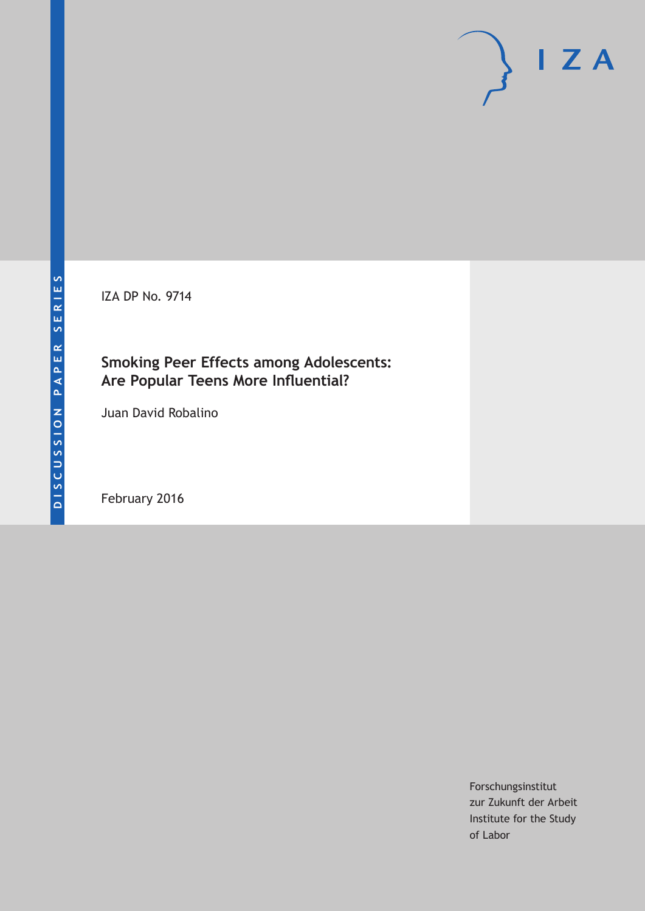DISCUSSION PAPER SERIES

IZA

IZA DP No. 9714

# Smoking Peer Effects among Adolescents: Are Popular Teens More Influential?

Juan David Robalino

February 2016

Forschungsinstitut
zur Zukunft der Arbeit
Institute for the Study
of Labor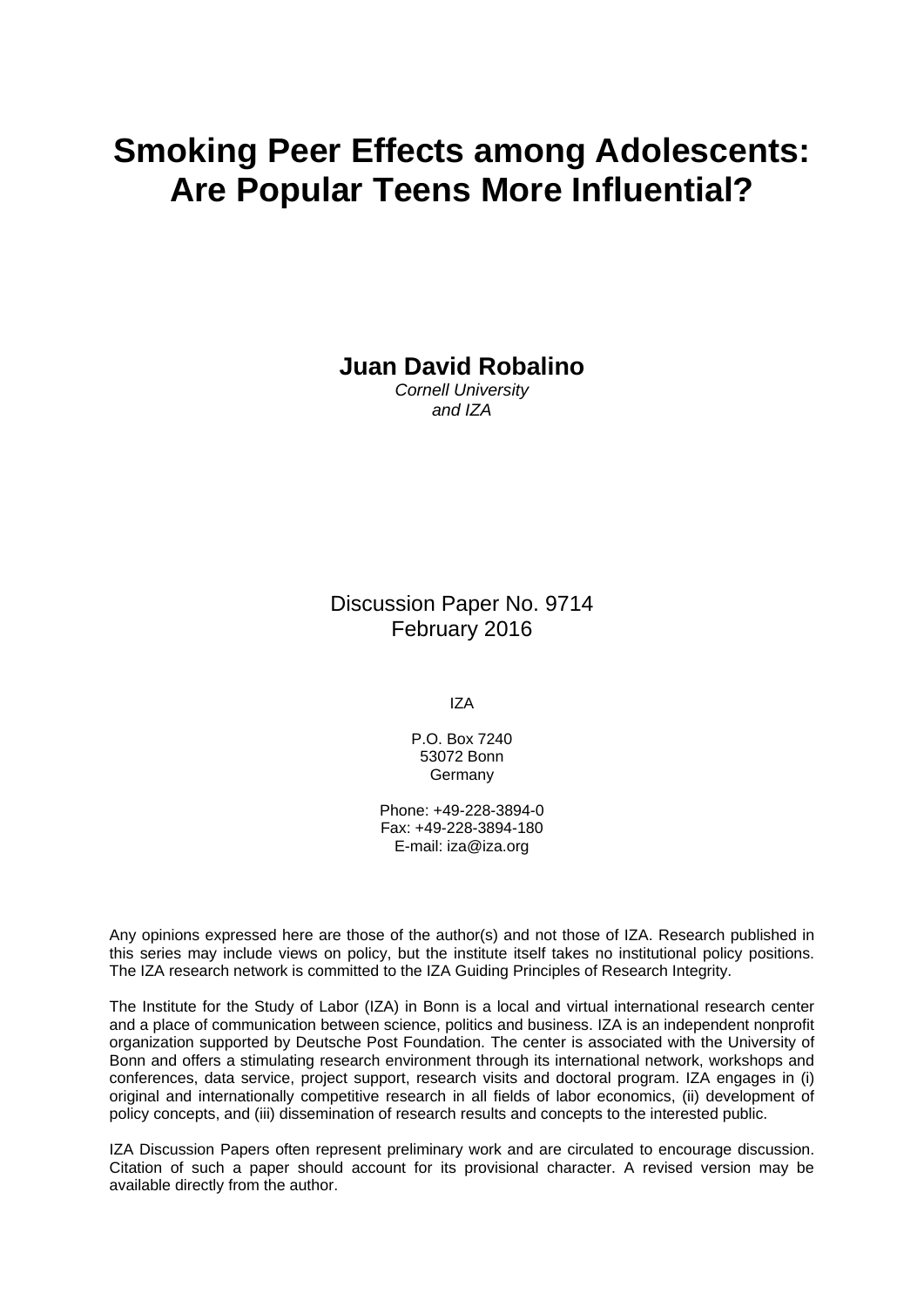# Smoking Peer Effects among Adolescents: Are Popular Teens More Influential?

**Juan David Robalino**
*Cornell University and IZA*

Discussion Paper No. 9714
February 2016

IZA

P.O. Box 7240
53072 Bonn
Germany

Phone: +49-228-3894-0
Fax: +49-228-3894-180
E-mail: iza@iza.org

Any opinions expressed here are those of the author(s) and not those of IZA. Research published in this series may include views on policy, but the institute itself takes no institutional policy positions. The IZA research network is committed to the IZA Guiding Principles of Research Integrity.

The Institute for the Study of Labor (IZA) in Bonn is a local and virtual international research center and a place of communication between science, politics and business. IZA is an independent nonprofit organization supported by Deutsche Post Foundation. The center is associated with the University of Bonn and offers a stimulating research environment through its international network, workshops and conferences, data service, project support, research visits and doctoral program. IZA engages in (i) original and internationally competitive research in all fields of labor economics, (ii) development of policy concepts, and (iii) dissemination of research results and concepts to the interested public.

IZA Discussion Papers often represent preliminary work and are circulated to encourage discussion. Citation of such a paper should account for its provisional character. A revised version may be available directly from the author.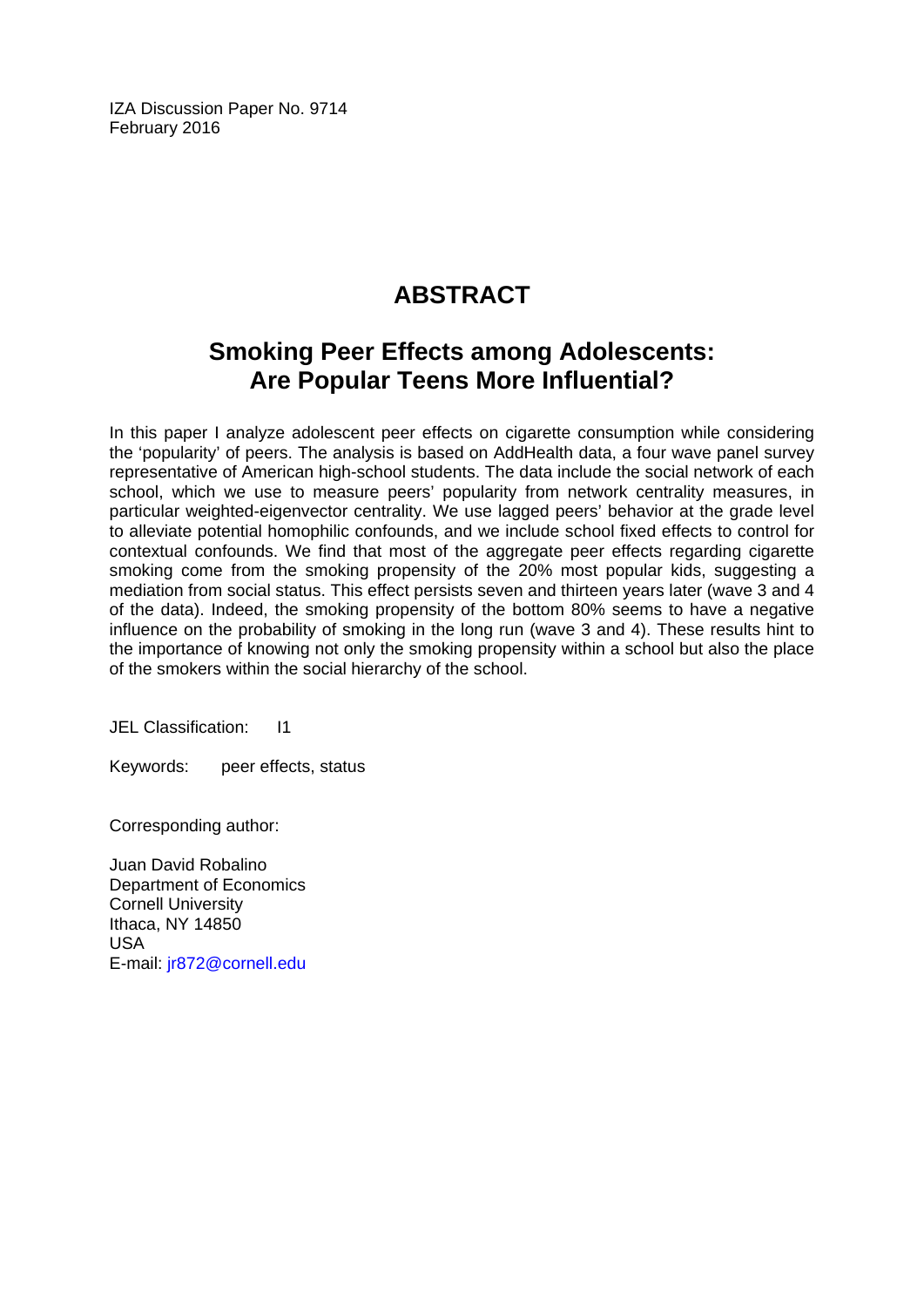IZA Discussion Paper No. 9714
February 2016

# ABSTRACT

## Smoking Peer Effects among Adolescents: Are Popular Teens More Influential?

In this paper I analyze adolescent peer effects on cigarette consumption while considering the 'popularity' of peers. The analysis is based on AddHealth data, a four wave panel survey representative of American high-school students. The data include the social network of each school, which we use to measure peers' popularity from network centrality measures, in particular weighted-eigenvector centrality. We use lagged peers' behavior at the grade level to alleviate potential homophilic confounds, and we include school fixed effects to control for contextual confounds. We find that most of the aggregate peer effects regarding cigarette smoking come from the smoking propensity of the 20% most popular kids, suggesting a mediation from social status. This effect persists seven and thirteen years later (wave 3 and 4 of the data). Indeed, the smoking propensity of the bottom 80% seems to have a negative influence on the probability of smoking in the long run (wave 3 and 4). These results hint to the importance of knowing not only the smoking propensity within a school but also the place of the smokers within the social hierarchy of the school.

JEL Classification: I1

Keywords: peer effects, status

Corresponding author:

Juan David Robalino
Department of Economics
Cornell University
Ithaca, NY 14850
USA
E-mail: jr872@cornell.edu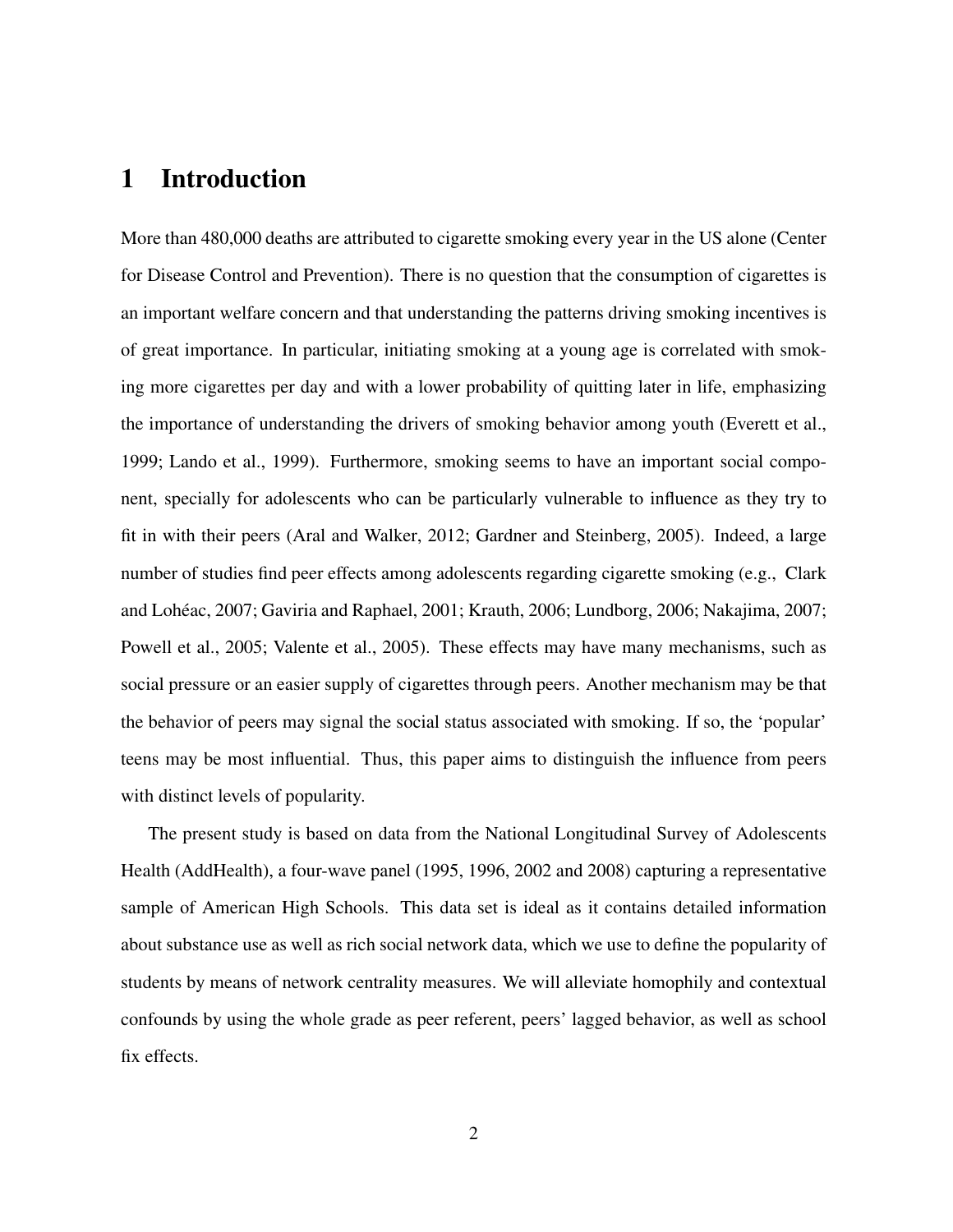# 1 Introduction

More than 480,000 deaths are attributed to cigarette smoking every year in the US alone (Center for Disease Control and Prevention). There is no question that the consumption of cigarettes is an important welfare concern and that understanding the patterns driving smoking incentives is of great importance. In particular, initiating smoking at a young age is correlated with smoking more cigarettes per day and with a lower probability of quitting later in life, emphasizing the importance of understanding the drivers of smoking behavior among youth (Everett et al., 1999; Lando et al., 1999). Furthermore, smoking seems to have an important social component, specially for adolescents who can be particularly vulnerable to influence as they try to fit in with their peers (Aral and Walker, 2012; Gardner and Steinberg, 2005). Indeed, a large number of studies find peer effects among adolescents regarding cigarette smoking (e.g., Clark and Lohéac, 2007; Gaviria and Raphael, 2001; Krauth, 2006; Lundborg, 2006; Nakajima, 2007; Powell et al., 2005; Valente et al., 2005). These effects may have many mechanisms, such as social pressure or an easier supply of cigarettes through peers. Another mechanism may be that the behavior of peers may signal the social status associated with smoking. If so, the 'popular' teens may be most influential. Thus, this paper aims to distinguish the influence from peers with distinct levels of popularity.

The present study is based on data from the National Longitudinal Survey of Adolescents Health (AddHealth), a four-wave panel (1995, 1996, 2002 and 2008) capturing a representative sample of American High Schools. This data set is ideal as it contains detailed information about substance use as well as rich social network data, which we use to define the popularity of students by means of network centrality measures. We will alleviate homophily and contextual confounds by using the whole grade as peer referent, peers' lagged behavior, as well as school fix effects.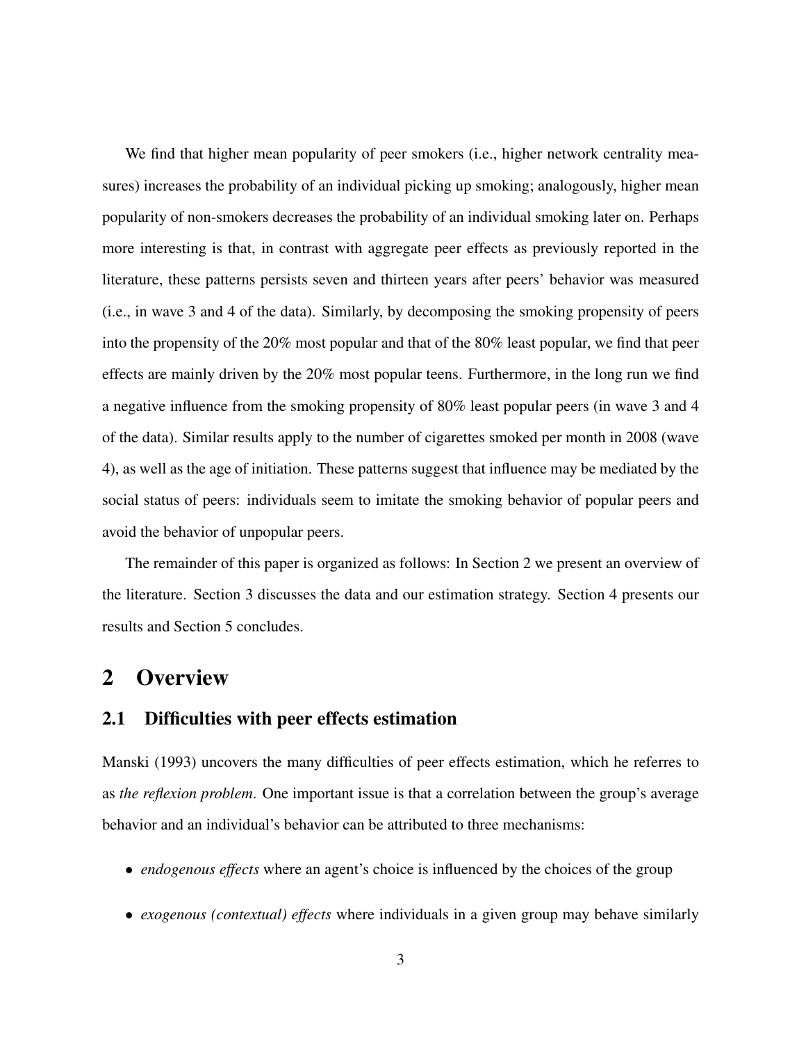We find that higher mean popularity of peer smokers (i.e., higher network centrality measures) increases the probability of an individual picking up smoking; analogously, higher mean popularity of non-smokers decreases the probability of an individual smoking later on. Perhaps more interesting is that, in contrast with aggregate peer effects as previously reported in the literature, these patterns persists seven and thirteen years after peers' behavior was measured (i.e., in wave 3 and 4 of the data). Similarly, by decomposing the smoking propensity of peers into the propensity of the 20% most popular and that of the 80% least popular, we find that peer effects are mainly driven by the 20% most popular teens. Furthermore, in the long run we find a negative influence from the smoking propensity of 80% least popular peers (in wave 3 and 4 of the data). Similar results apply to the number of cigarettes smoked per month in 2008 (wave 4), as well as the age of initiation. These patterns suggest that influence may be mediated by the social status of peers: individuals seem to imitate the smoking behavior of popular peers and avoid the behavior of unpopular peers.

The remainder of this paper is organized as follows: In Section 2 we present an overview of the literature. Section 3 discusses the data and our estimation strategy. Section 4 presents our results and Section 5 concludes.

# 2 Overview

## 2.1 Difficulties with peer effects estimation

Manski (1993) uncovers the many difficulties of peer effects estimation, which he referres to as *the reflexion problem*. One important issue is that a correlation between the group's average behavior and an individual's behavior can be attributed to three mechanisms:

- *endogenous effects* where an agent's choice is influenced by the choices of the group
- *exogenous (contextual) effects* where individuals in a given group may behave similarly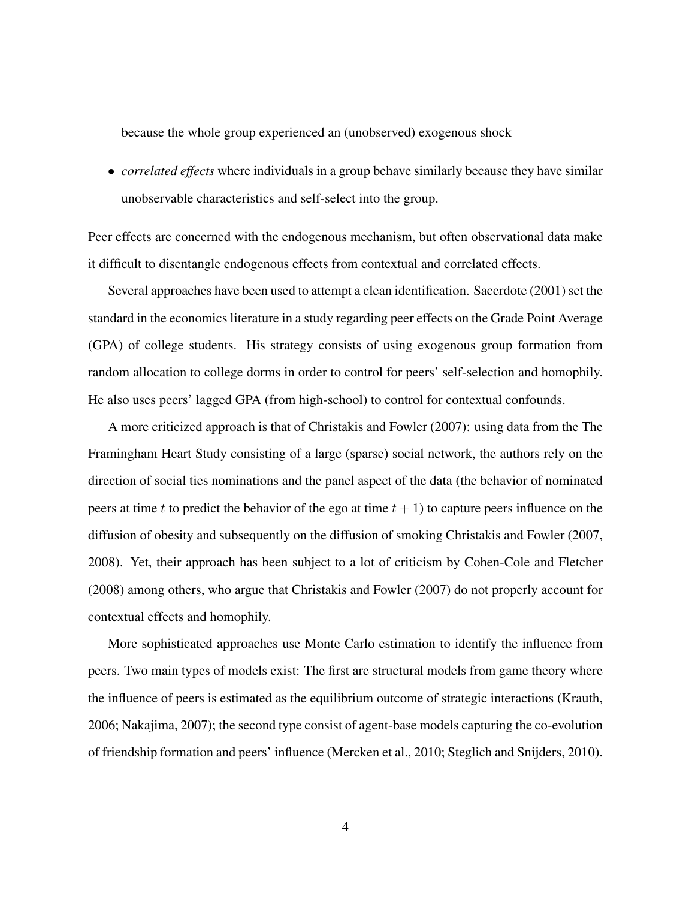because the whole group experienced an (unobserved) exogenous shock

- *correlated effects* where individuals in a group behave similarly because they have similar unobservable characteristics and self-select into the group.

Peer effects are concerned with the endogenous mechanism, but often observational data make it difficult to disentangle endogenous effects from contextual and correlated effects.

Several approaches have been used to attempt a clean identification. Sacerdote (2001) set the standard in the economics literature in a study regarding peer effects on the Grade Point Average (GPA) of college students. His strategy consists of using exogenous group formation from random allocation to college dorms in order to control for peers' self-selection and homophily. He also uses peers' lagged GPA (from high-school) to control for contextual confounds.

A more criticized approach is that of Christakis and Fowler (2007): using data from the The Framingham Heart Study consisting of a large (sparse) social network, the authors rely on the direction of social ties nominations and the panel aspect of the data (the behavior of nominated peers at time $t$ to predict the behavior of the ego at time $t+1$) to capture peers influence on the diffusion of obesity and subsequently on the diffusion of smoking Christakis and Fowler (2007, 2008). Yet, their approach has been subject to a lot of criticism by Cohen-Cole and Fletcher (2008) among others, who argue that Christakis and Fowler (2007) do not properly account for contextual effects and homophily.

More sophisticated approaches use Monte Carlo estimation to identify the influence from peers. Two main types of models exist: The first are structural models from game theory where the influence of peers is estimated as the equilibrium outcome of strategic interactions (Krauth, 2006; Nakajima, 2007); the second type consist of agent-base models capturing the co-evolution of friendship formation and peers' influence (Mercken et al., 2010; Steglich and Snijders, 2010).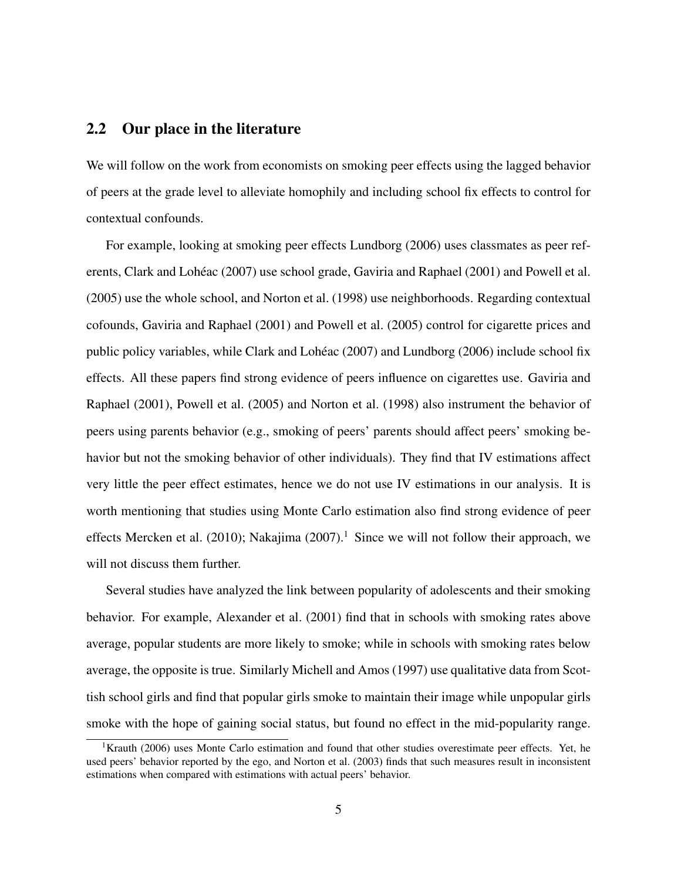## 2.2 Our place in the literature

We will follow on the work from economists on smoking peer effects using the lagged behavior of peers at the grade level to alleviate homophily and including school fix effects to control for contextual confounds.

For example, looking at smoking peer effects Lundborg (2006) uses classmates as peer referents, Clark and Lohéac (2007) use school grade, Gaviria and Raphael (2001) and Powell et al. (2005) use the whole school, and Norton et al. (1998) use neighborhoods. Regarding contextual cofounds, Gaviria and Raphael (2001) and Powell et al. (2005) control for cigarette prices and public policy variables, while Clark and Lohéac (2007) and Lundborg (2006) include school fix effects. All these papers find strong evidence of peers influence on cigarettes use. Gaviria and Raphael (2001), Powell et al. (2005) and Norton et al. (1998) also instrument the behavior of peers using parents behavior (e.g., smoking of peers' parents should affect peers' smoking behavior but not the smoking behavior of other individuals). They find that IV estimations affect very little the peer effect estimates, hence we do not use IV estimations in our analysis. It is worth mentioning that studies using Monte Carlo estimation also find strong evidence of peer effects Mercken et al. (2010); Nakajima (2007).[1] Since we will not follow their approach, we will not discuss them further.

Several studies have analyzed the link between popularity of adolescents and their smoking behavior. For example, Alexander et al. (2001) find that in schools with smoking rates above average, popular students are more likely to smoke; while in schools with smoking rates below average, the opposite is true. Similarly Michell and Amos (1997) use qualitative data from Scottish school girls and find that popular girls smoke to maintain their image while unpopular girls smoke with the hope of gaining social status, but found no effect in the mid-popularity range.

[1] Krauth (2006) uses Monte Carlo estimation and found that other studies overestimate peer effects. Yet, he used peers' behavior reported by the ego, and Norton et al. (2003) finds that such measures result in inconsistent estimations when compared with estimations with actual peers' behavior.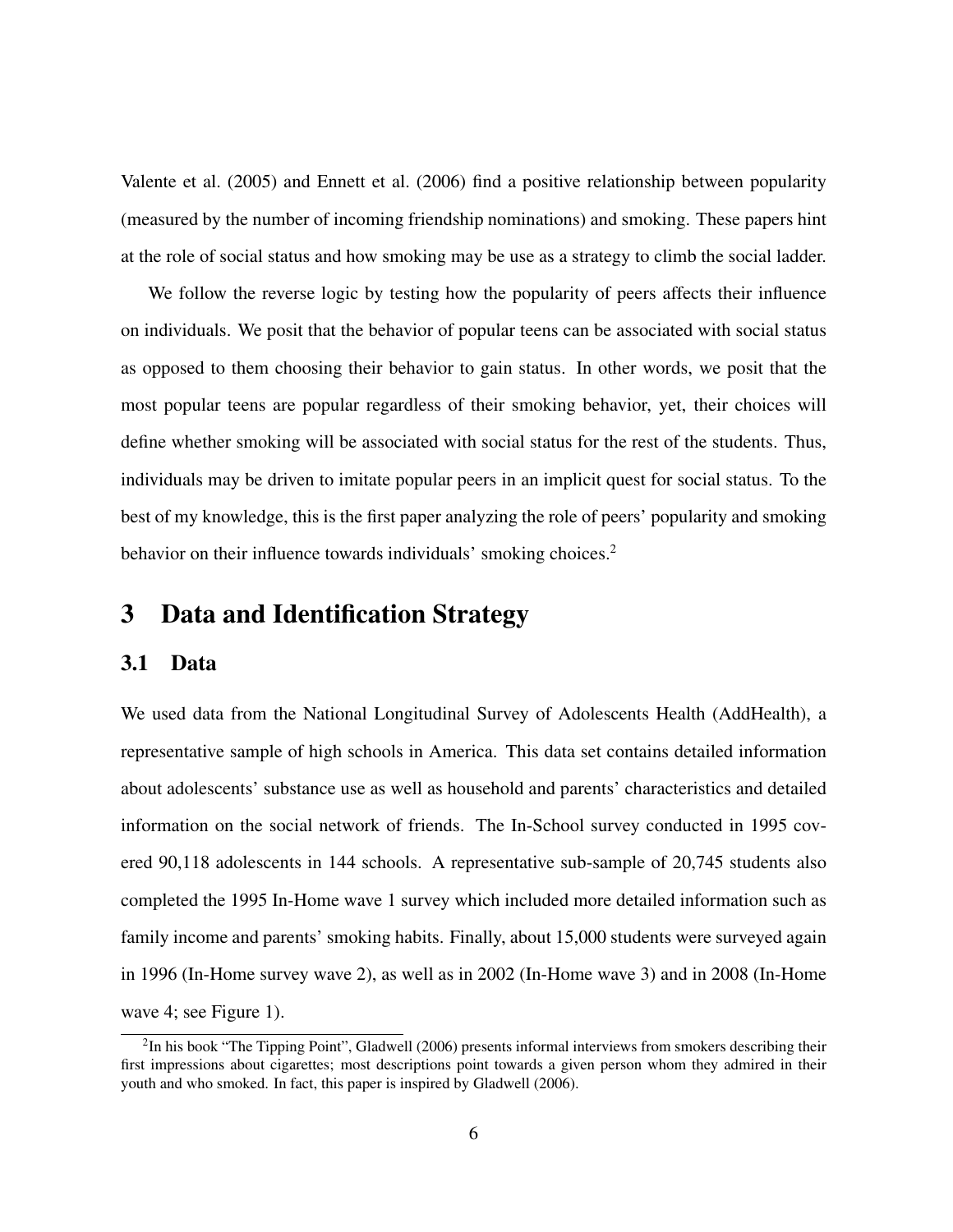Valente et al. (2005) and Ennett et al. (2006) find a positive relationship between popularity (measured by the number of incoming friendship nominations) and smoking. These papers hint at the role of social status and how smoking may be use as a strategy to climb the social ladder.

We follow the reverse logic by testing how the popularity of peers affects their influence on individuals. We posit that the behavior of popular teens can be associated with social status as opposed to them choosing their behavior to gain status. In other words, we posit that the most popular teens are popular regardless of their smoking behavior, yet, their choices will define whether smoking will be associated with social status for the rest of the students. Thus, individuals may be driven to imitate popular peers in an implicit quest for social status. To the best of my knowledge, this is the first paper analyzing the role of peers' popularity and smoking behavior on their influence towards individuals' smoking choices.[2]

# 3 Data and Identification Strategy

## 3.1 Data

We used data from the National Longitudinal Survey of Adolescents Health (AddHealth), a representative sample of high schools in America. This data set contains detailed information about adolescents' substance use as well as household and parents' characteristics and detailed information on the social network of friends. The In-School survey conducted in 1995 covered 90,118 adolescents in 144 schools. A representative sub-sample of 20,745 students also completed the 1995 In-Home wave 1 survey which included more detailed information such as family income and parents' smoking habits. Finally, about 15,000 students were surveyed again in 1996 (In-Home survey wave 2), as well as in 2002 (In-Home wave 3) and in 2008 (In-Home wave 4; see Figure 1).

[2] In his book "The Tipping Point", Gladwell (2006) presents informal interviews from smokers describing their first impressions about cigarettes; most descriptions point towards a given person whom they admired in their youth and who smoked. In fact, this paper is inspired by Gladwell (2006).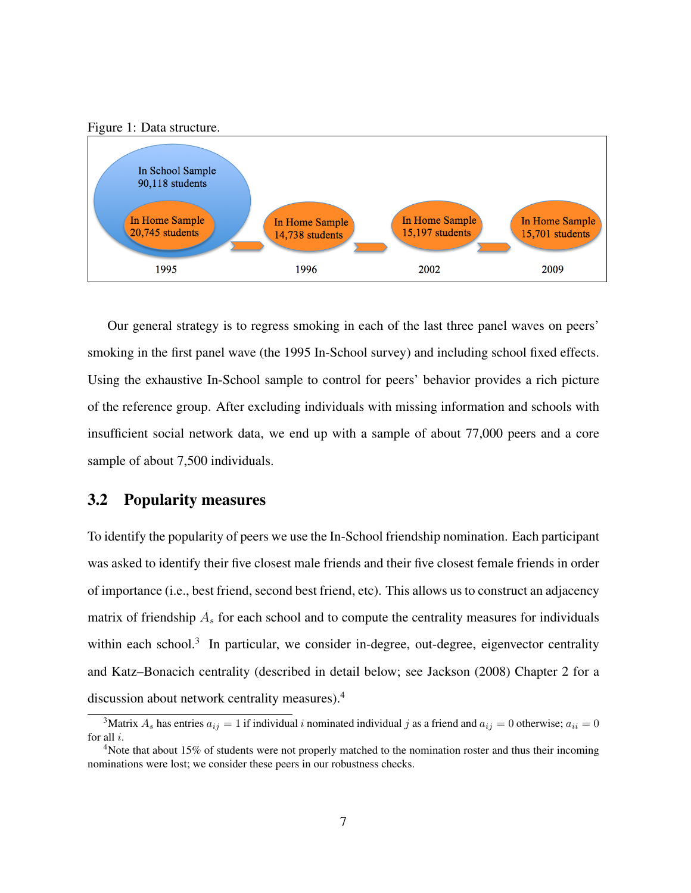Figure 1: Data structure.

In School Sample
90,118 students

In Home Sample
20,745 students

1995

In Home Sample
14,738 students

1996

In Home Sample
15,197 students

2002

In Home Sample
15,701 students

2009

Our general strategy is to regress smoking in each of the last three panel waves on peers' smoking in the first panel wave (the 1995 In-School survey) and including school fixed effects. Using the exhaustive In-School sample to control for peers' behavior provides a rich picture of the reference group. After excluding individuals with missing information and schools with insufficient social network data, we end up with a sample of about 77,000 peers and a core sample of about 7,500 individuals.

## 3.2 Popularity measures

To identify the popularity of peers we use the In-School friendship nomination. Each participant was asked to identify their five closest male friends and their five closest female friends in order of importance (i.e., best friend, second best friend, etc). This allows us to construct an adjacency matrix of friendship $A_s$ for each school and to compute the centrality measures for individuals within each school.[3] In particular, we consider in-degree, out-degree, eigenvector centrality and Katz–Bonacich centrality (described in detail below; see Jackson (2008) Chapter 2 for a discussion about network centrality measures).[4]

[3] Matrix $A_s$ has entries $a_{ij} = 1$ if individual $i$ nominated individual $j$ as a friend and $a_{ij} = 0$ otherwise; $a_{ii} = 0$ for all $i$.

[4] Note that about 15% of students were not properly matched to the nomination roster and thus their incoming nominations were lost; we consider these peers in our robustness checks.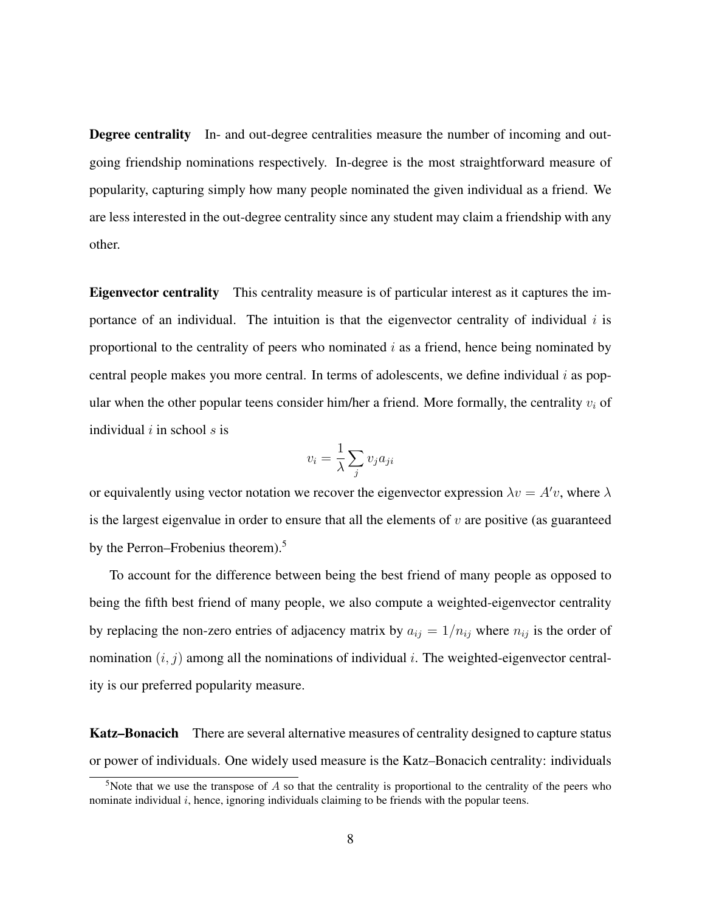**Degree centrality** In- and out-degree centralities measure the number of incoming and outgoing friendship nominations respectively. In-degree is the most straightforward measure of popularity, capturing simply how many people nominated the given individual as a friend. We are less interested in the out-degree centrality since any student may claim a friendship with any other.

**Eigenvector centrality** This centrality measure is of particular interest as it captures the importance of an individual. The intuition is that the eigenvector centrality of individual $i$ is proportional to the centrality of peers who nominated $i$ as a friend, hence being nominated by central people makes you more central. In terms of adolescents, we define individual $i$ as popular when the other popular teens consider him/her a friend. More formally, the centrality $v_i$ of individual $i$ in school $s$ is

$$v_i = \frac{1}{\lambda} \sum_j v_j a_{ji}$$

or equivalently using vector notation we recover the eigenvector expression $\lambda v = A'v$, where $\lambda$ is the largest eigenvalue in order to ensure that all the elements of $v$ are positive (as guaranteed by the Perron–Frobenius theorem).[5]

To account for the difference between being the best friend of many people as opposed to being the fifth best friend of many people, we also compute a weighted-eigenvector centrality by replacing the non-zero entries of adjacency matrix by $a_{ij} = 1/n_{ij}$ where $n_{ij}$ is the order of nomination $(i, j)$ among all the nominations of individual $i$. The weighted-eigenvector centrality is our preferred popularity measure.

**Katz–Bonacich** There are several alternative measures of centrality designed to capture status or power of individuals. One widely used measure is the Katz–Bonacich centrality: individuals

[5] Note that we use the transpose of $A$ so that the centrality is proportional to the centrality of the peers who nominate individual $i$, hence, ignoring individuals claiming to be friends with the popular teens.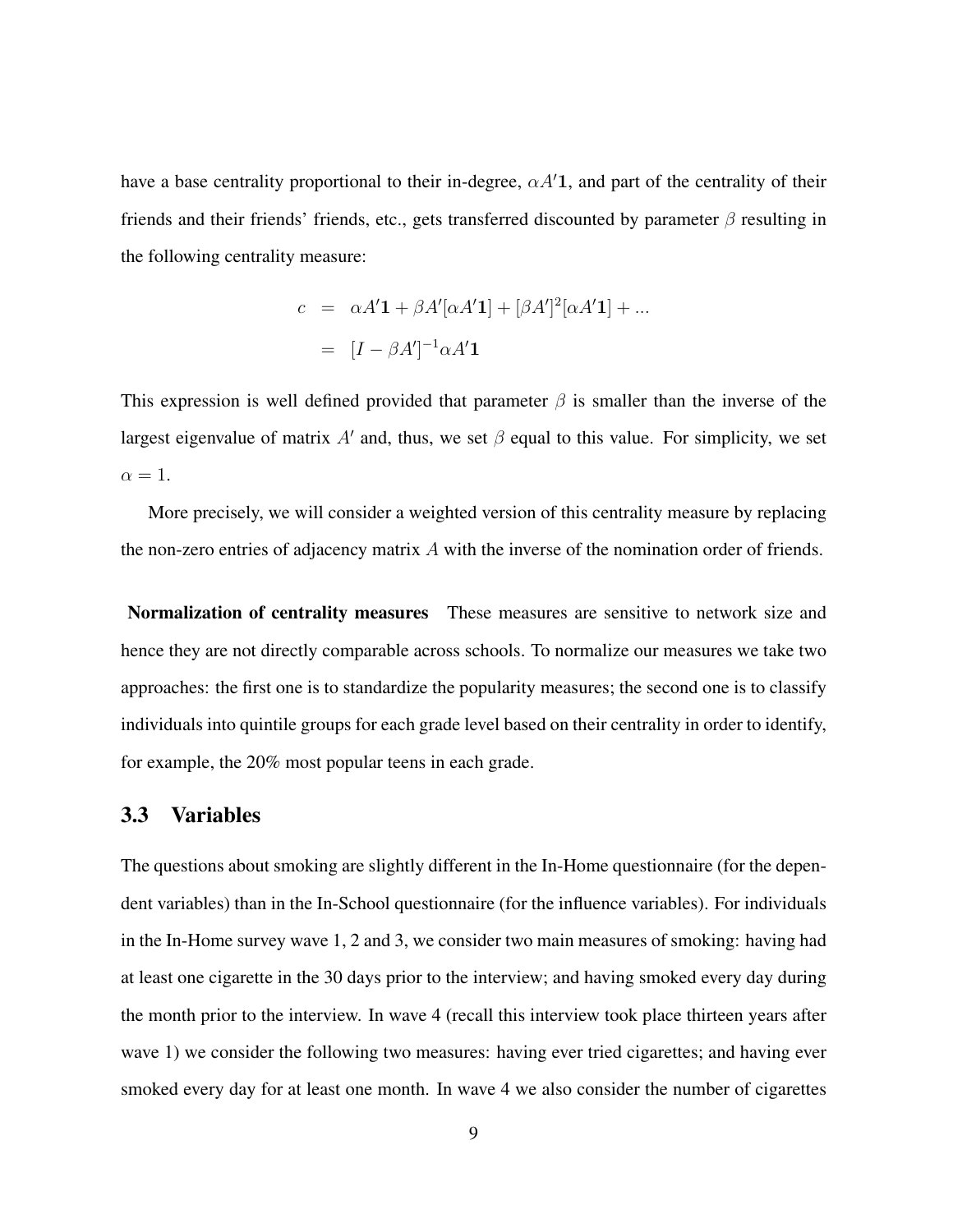have a base centrality proportional to their in-degree, $\alpha A'\mathbf{1}$, and part of the centrality of their friends and their friends' friends, etc., gets transferred discounted by parameter $\beta$ resulting in the following centrality measure:

$$
\begin{aligned}
c &= \alpha A'\mathbf{1} + \beta A'[\alpha A'\mathbf{1}] + [\beta A']^2[\alpha A'\mathbf{1}] + ... \\
&= [I - \beta A']^{-1}\alpha A'\mathbf{1}
\end{aligned}
$$

This expression is well defined provided that parameter $\beta$ is smaller than the inverse of the largest eigenvalue of matrix $A'$ and, thus, we set $\beta$ equal to this value. For simplicity, we set $\alpha = 1$.

More precisely, we will consider a weighted version of this centrality measure by replacing the non-zero entries of adjacency matrix $A$ with the inverse of the nomination order of friends.

**Normalization of centrality measures** These measures are sensitive to network size and hence they are not directly comparable across schools. To normalize our measures we take two approaches: the first one is to standardize the popularity measures; the second one is to classify individuals into quintile groups for each grade level based on their centrality in order to identify, for example, the 20% most popular teens in each grade.

### 3.3 Variables

The questions about smoking are slightly different in the In-Home questionnaire (for the dependent variables) than in the In-School questionnaire (for the influence variables). For individuals in the In-Home survey wave 1, 2 and 3, we consider two main measures of smoking: having had at least one cigarette in the 30 days prior to the interview; and having smoked every day during the month prior to the interview. In wave 4 (recall this interview took place thirteen years after wave 1) we consider the following two measures: having ever tried cigarettes; and having ever smoked every day for at least one month. In wave 4 we also consider the number of cigarettes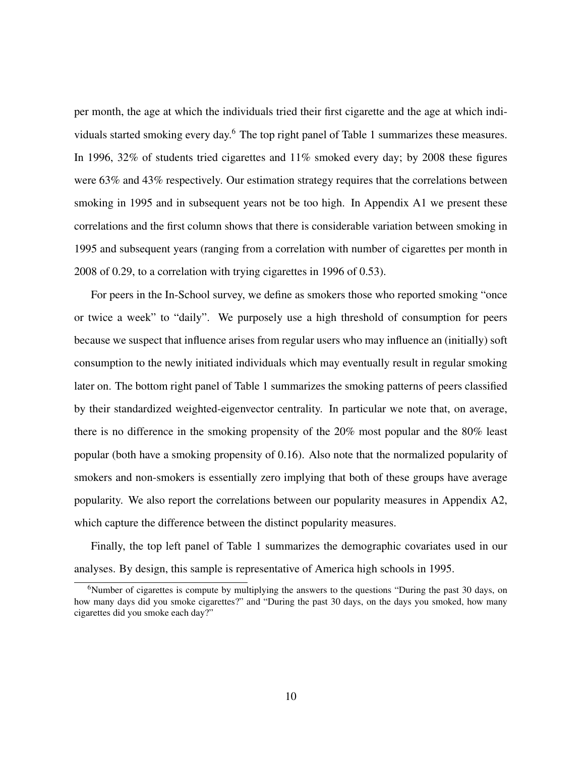per month, the age at which the individuals tried their first cigarette and the age at which individuals started smoking every day.[6] The top right panel of Table 1 summarizes these measures. In 1996, 32% of students tried cigarettes and 11% smoked every day; by 2008 these figures were 63% and 43% respectively. Our estimation strategy requires that the correlations between smoking in 1995 and in subsequent years not be too high. In Appendix A1 we present these correlations and the first column shows that there is considerable variation between smoking in 1995 and subsequent years (ranging from a correlation with number of cigarettes per month in 2008 of 0.29, to a correlation with trying cigarettes in 1996 of 0.53).

For peers in the In-School survey, we define as smokers those who reported smoking "once or twice a week" to "daily". We purposely use a high threshold of consumption for peers because we suspect that influence arises from regular users who may influence an (initially) soft consumption to the newly initiated individuals which may eventually result in regular smoking later on. The bottom right panel of Table 1 summarizes the smoking patterns of peers classified by their standardized weighted-eigenvector centrality. In particular we note that, on average, there is no difference in the smoking propensity of the 20% most popular and the 80% least popular (both have a smoking propensity of 0.16). Also note that the normalized popularity of smokers and non-smokers is essentially zero implying that both of these groups have average popularity. We also report the correlations between our popularity measures in Appendix A2, which capture the difference between the distinct popularity measures.

Finally, the top left panel of Table 1 summarizes the demographic covariates used in our analyses. By design, this sample is representative of America high schools in 1995.

[6]Number of cigarettes is compute by multiplying the answers to the questions "During the past 30 days, on how many days did you smoke cigarettes?" and "During the past 30 days, on the days you smoked, how many cigarettes did you smoke each day?"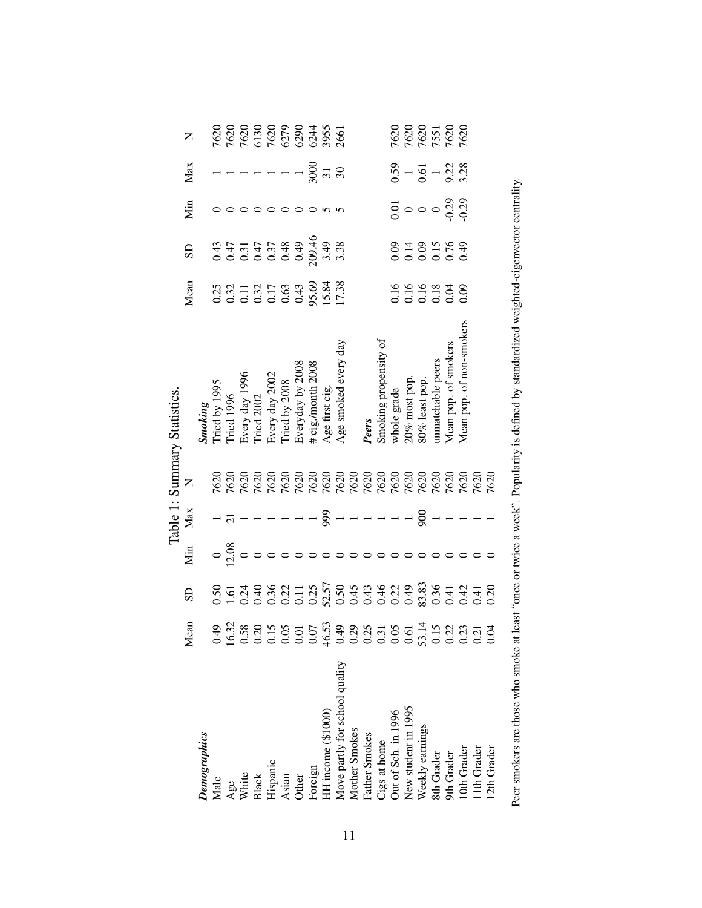Table 1: Summary Statistics.

| | Mean | SD | Min | Max | N | | Mean | SD | Min | Max | N |
|---|---|---|---|---|---|---|---|---|---|---|---|
| ***Demographics*** | | | | | | ***Smoking*** | | | | | |
| Male | 0.49 | 0.50 | 0 | 1 | 7620 | Tried by 1995 | 0.25 | 0.43 | 0 | 1 | 7620 |
| Age | 16.32 | 1.61 | 12.08 | 21 | 7620 | Tried 1996 | 0.32 | 0.47 | 0 | 1 | 7620 |
| White | 0.58 | 0.24 | 0 | 1 | 7620 | Every day 1996 | 0.11 | 0.31 | 0 | 1 | 7620 |
| Black | 0.20 | 0.40 | 0 | 1 | 7620 | Tried 2002 | 0.32 | 0.47 | 0 | 1 | 6130 |
| Hispanic | 0.15 | 0.36 | 0 | 1 | 7620 | Every day 2002 | 0.17 | 0.37 | 0 | 1 | 7620 |
| Asian | 0.05 | 0.22 | 0 | 1 | 7620 | Tried by 2008 | 0.63 | 0.48 | 0 | 1 | 6279 |
| Other | 0.01 | 0.11 | 0 | 1 | 7620 | Everyday by 2008 | 0.43 | 0.49 | 0 | 1 | 6290 |
| Foreign | 0.07 | 0.25 | 0 | 1 | 7620 | # cig./month 2008 | 95.69 | 209.46 | 0 | 3000 | 6244 |
| HH income ($1000) | 46.53 | 52.57 | 0 | 999 | 7620 | Age first cig. | 15.84 | 3.49 | 5 | 31 | 3955 |
| Move partly for school quality | 0.49 | 0.50 | 0 | 1 | 7620 | Age smoked every day | 17.38 | 3.38 | 5 | 30 | 2661 |
| Mother Smokes | 0.29 | 0.45 | 0 | 1 | 7620 | | | | | | |
| Father Smokes | 0.25 | 0.43 | 0 | 1 | 7620 | ***Peers*** | | | | | |
| Cigs at home | 0.31 | 0.46 | 0 | 1 | 7620 | Smoking propensity of | | | | | |
| Out of Sch. in 1996 | 0.05 | 0.22 | 0 | 1 | 7620 | whole grade | 0.16 | 0.09 | 0.01 | 0.59 | 7620 |
| New student in 1995 | 0.61 | 0.49 | 0 | 1 | 7620 | 20% most pop. | 0.16 | 0.14 | 0 | 1 | 7620 |
| Weekly earnings | 53.14 | 83.83 | 0 | 900 | 7620 | 80% least pop. | 0.16 | 0.09 | 0 | 0.61 | 7620 |
| 8th Grader | 0.15 | 0.36 | 0 | 1 | 7620 | unmatchable peers | 0.18 | 0.15 | 0 | 1 | 7551 |
| 9th Grader | 0.22 | 0.41 | 0 | 1 | 7620 | Mean pop. of smokers | 0.04 | 0.76 | -0.29 | 9.22 | 7620 |
| 10th Grader | 0.23 | 0.42 | 0 | 1 | 7620 | Mean pop. of non-smokers | 0.09 | 0.49 | -0.29 | 3.28 | 7620 |
| 11th Grader | 0.21 | 0.41 | 0 | 1 | 7620 | | | | | | |
| 12th Grader | 0.04 | 0.20 | 0 | 1 | 7620 | | | | | | |

Peer smokers are those who smoke at least "once or twice a week". Popularity is defined by standardized weighted-eigenvector centrality.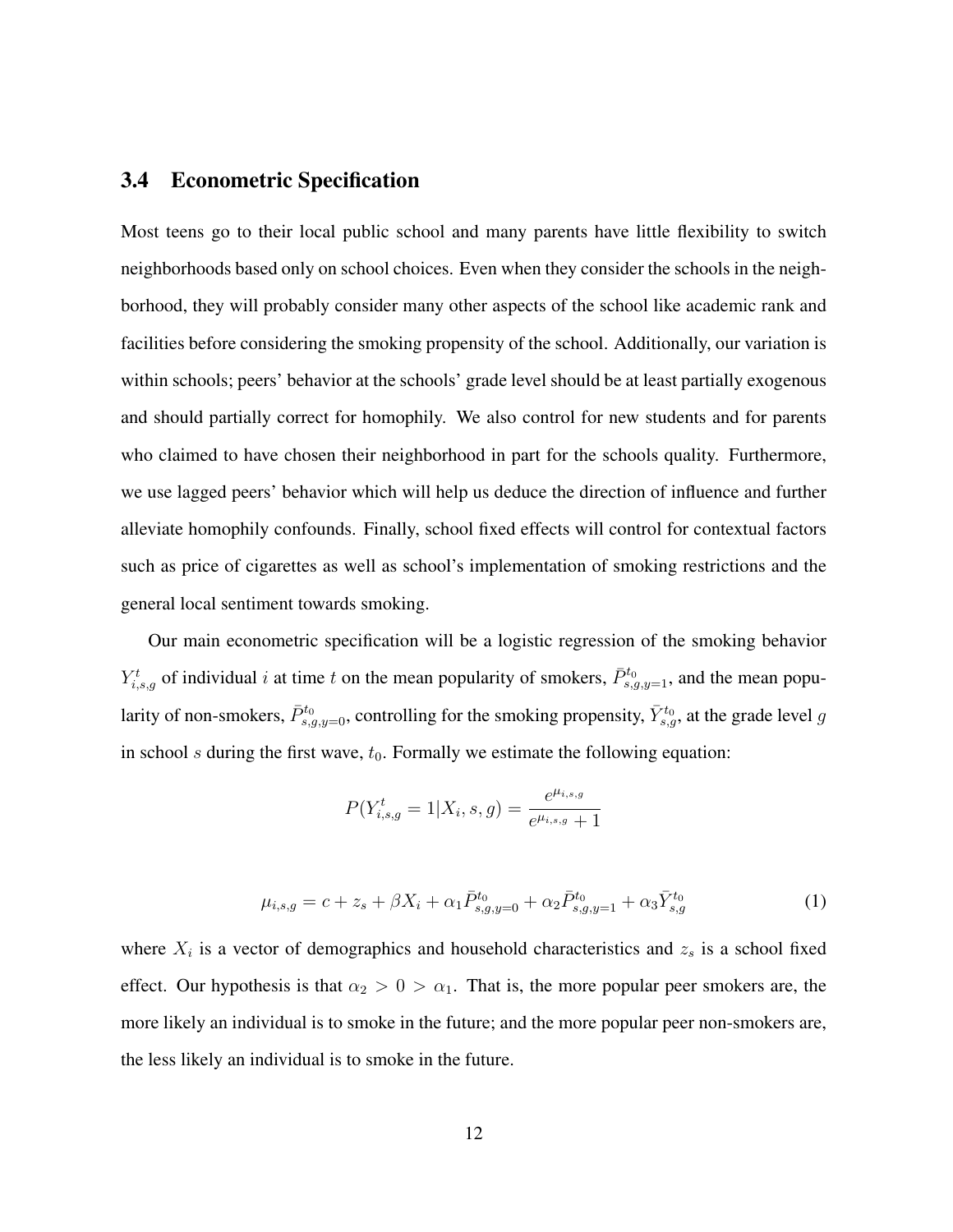### 3.4 Econometric Specification

Most teens go to their local public school and many parents have little flexibility to switch neighborhoods based only on school choices. Even when they consider the schools in the neighborhood, they will probably consider many other aspects of the school like academic rank and facilities before considering the smoking propensity of the school. Additionally, our variation is within schools; peers' behavior at the schools' grade level should be at least partially exogenous and should partially correct for homophily. We also control for new students and for parents who claimed to have chosen their neighborhood in part for the schools quality. Furthermore, we use lagged peers' behavior which will help us deduce the direction of influence and further alleviate homophily confounds. Finally, school fixed effects will control for contextual factors such as price of cigarettes as well as school's implementation of smoking restrictions and the general local sentiment towards smoking.

Our main econometric specification will be a logistic regression of the smoking behavior $Y^t_{i,s,g}$ of individual $i$ at time $t$ on the mean popularity of smokers, $\bar{P}^{t_0}_{s,g,y=1}$, and the mean popularity of non-smokers, $\bar{P}^{t_0}_{s,g,y=0}$, controlling for the smoking propensity, $\bar{Y}^{t_0}_{s,g}$, at the grade level $g$ in school $s$ during the first wave, $t_0$. Formally we estimate the following equation:

$$P(Y^t_{i,s,g} = 1 | X_i, s, g) = \frac{e^{\mu_{i,s,g}}}{e^{\mu_{i,s,g}} + 1}$$

$$\mu_{i,s,g} = c + z_s + \beta X_i + \alpha_1 \bar{P}^{t_0}_{s,g,y=0} + \alpha_2 \bar{P}^{t_0}_{s,g,y=1} + \alpha_3 \bar{Y}^{t_0}_{s,g} \tag{1}$$

where $X_i$ is a vector of demographics and household characteristics and $z_s$ is a school fixed effect. Our hypothesis is that $\alpha_2 > 0 > \alpha_1$. That is, the more popular peer smokers are, the more likely an individual is to smoke in the future; and the more popular peer non-smokers are, the less likely an individual is to smoke in the future.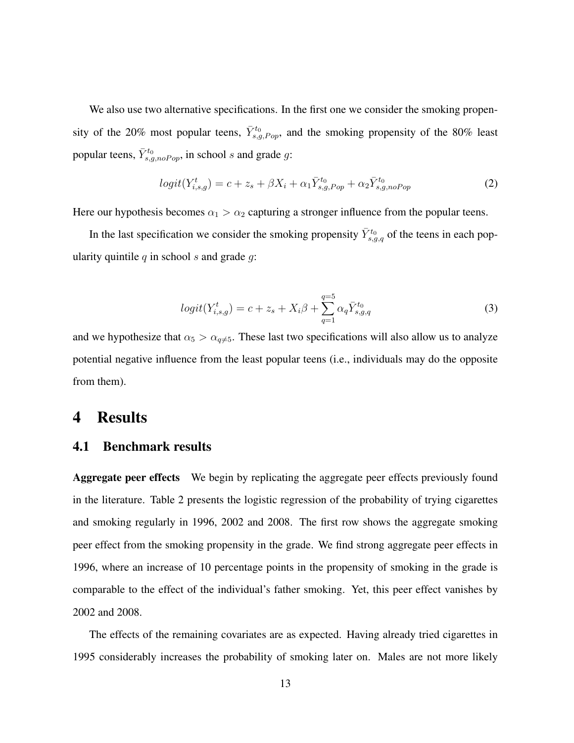We also use two alternative specifications. In the first one we consider the smoking propensity of the 20% most popular teens, $\bar{Y}^{t_0}_{s,g,Pop}$, and the smoking propensity of the 80% least popular teens, $\bar{Y}^{t_0}_{s,g,noPop}$, in school $s$ and grade $g$:

$$logit(Y^t_{i,s,g}) = c + z_s + \beta X_i + \alpha_1 \bar{Y}^{t_0}_{s,g,Pop} + \alpha_2 \bar{Y}^{t_0}_{s,g,noPop} \tag{2}$$

Here our hypothesis becomes $\alpha_1 > \alpha_2$ capturing a stronger influence from the popular teens.

In the last specification we consider the smoking propensity $\bar{Y}^{t_0}_{s,g,q}$ of the teens in each popularity quintile $q$ in school $s$ and grade $g$:

$$logit(Y^t_{i,s,g}) = c + z_s + X_i\beta + \sum_{q=1}^{q=5} \alpha_q \bar{Y}^{t_0}_{s,g,q} \tag{3}$$

and we hypothesize that $\alpha_5 > \alpha_{q\neq 5}$. These last two specifications will also allow us to analyze potential negative influence from the least popular teens (i.e., individuals may do the opposite from them).

# 4 Results

## 4.1 Benchmark results

**Aggregate peer effects** We begin by replicating the aggregate peer effects previously found in the literature. Table 2 presents the logistic regression of the probability of trying cigarettes and smoking regularly in 1996, 2002 and 2008. The first row shows the aggregate smoking peer effect from the smoking propensity in the grade. We find strong aggregate peer effects in 1996, where an increase of 10 percentage points in the propensity of smoking in the grade is comparable to the effect of the individual's father smoking. Yet, this peer effect vanishes by 2002 and 2008.

The effects of the remaining covariates are as expected. Having already tried cigarettes in 1995 considerably increases the probability of smoking later on. Males are not more likely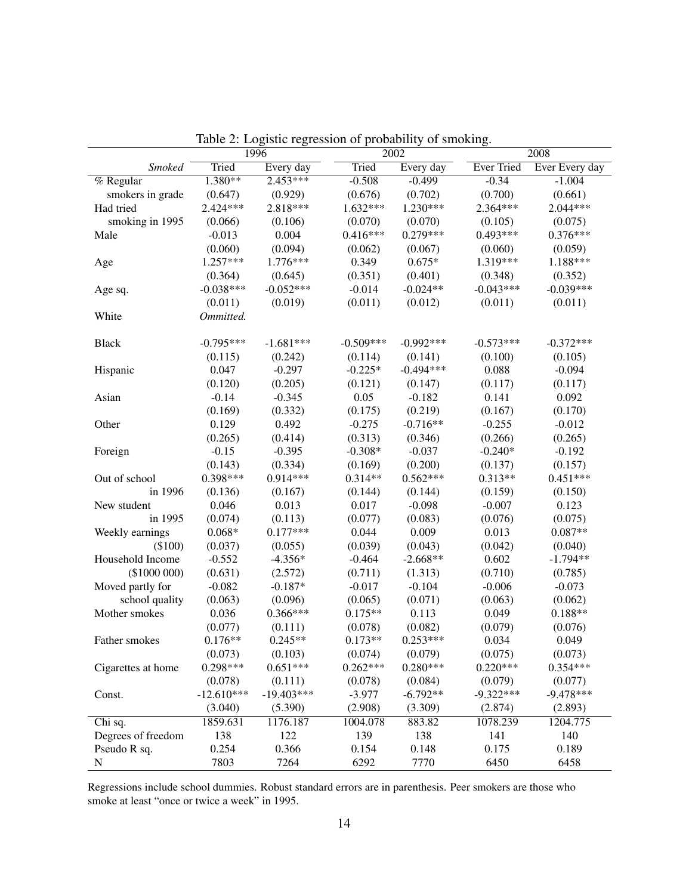Table 2: Logistic regression of probability of smoking.

| | 1996 | | 2002 | | 2008 | |
|---|---|---|---|---|---|---|
| *Smoked* | Tried | Every day | Tried | Every day | Ever Tried | Ever Every day |
| % Regular | 1.380** | 2.453*** | -0.508 | -0.499 | -0.34 | -1.004 |
| smokers in grade | (0.647) | (0.929) | (0.676) | (0.702) | (0.700) | (0.661) |
| Had tried | 2.424*** | 2.818*** | 1.632*** | 1.230*** | 2.364*** | 2.044*** |
| smoking in 1995 | (0.066) | (0.106) | (0.070) | (0.070) | (0.105) | (0.075) |
| Male | -0.013 | 0.004 | 0.416*** | 0.279*** | 0.493*** | 0.376*** |
| | (0.060) | (0.094) | (0.062) | (0.067) | (0.060) | (0.059) |
| Age | 1.257*** | 1.776*** | 0.349 | 0.675* | 1.319*** | 1.188*** |
| | (0.364) | (0.645) | (0.351) | (0.401) | (0.348) | (0.352) |
| Age sq. | -0.038*** | -0.052*** | -0.014 | -0.024** | -0.043*** | -0.039*** |
| | (0.011) | (0.019) | (0.011) | (0.012) | (0.011) | (0.011) |
| White | *Ommitted.* | | | | | |
| Black | -0.795*** | -1.681*** | -0.509*** | -0.992*** | -0.573*** | -0.372*** |
| | (0.115) | (0.242) | (0.114) | (0.141) | (0.100) | (0.105) |
| Hispanic | 0.047 | -0.297 | -0.225* | -0.494*** | 0.088 | -0.094 |
| | (0.120) | (0.205) | (0.121) | (0.147) | (0.117) | (0.117) |
| Asian | -0.14 | -0.345 | 0.05 | -0.182 | 0.141 | 0.092 |
| | (0.169) | (0.332) | (0.175) | (0.219) | (0.167) | (0.170) |
| Other | 0.129 | 0.492 | -0.275 | -0.716** | -0.255 | -0.012 |
| | (0.265) | (0.414) | (0.313) | (0.346) | (0.266) | (0.265) |
| Foreign | -0.15 | -0.395 | -0.308* | -0.037 | -0.240* | -0.192 |
| | (0.143) | (0.334) | (0.169) | (0.200) | (0.137) | (0.157) |
| Out of school | 0.398*** | 0.914*** | 0.314** | 0.562*** | 0.313** | 0.451*** |
| in 1996 | (0.136) | (0.167) | (0.144) | (0.144) | (0.159) | (0.150) |
| New student | 0.046 | 0.013 | 0.017 | -0.098 | -0.007 | 0.123 |
| in 1995 | (0.074) | (0.113) | (0.077) | (0.083) | (0.076) | (0.075) |
| Weekly earnings | 0.068* | 0.177*** | 0.044 | 0.009 | 0.013 | 0.087** |
| ($100) | (0.037) | (0.055) | (0.039) | (0.043) | (0.042) | (0.040) |
| Household Income | -0.552 | -4.356* | -0.464 | -2.668** | 0.602 | -1.794** |
| ($1000 000) | (0.631) | (2.572) | (0.711) | (1.313) | (0.710) | (0.785) |
| Moved partly for | -0.082 | -0.187* | -0.017 | -0.104 | -0.006 | -0.073 |
| school quality | (0.063) | (0.096) | (0.065) | (0.071) | (0.063) | (0.062) |
| Mother smokes | 0.036 | 0.366*** | 0.175** | 0.113 | 0.049 | 0.188** |
| | (0.077) | (0.111) | (0.078) | (0.082) | (0.079) | (0.076) |
| Father smokes | 0.176** | 0.245** | 0.173** | 0.253*** | 0.034 | 0.049 |
| | (0.073) | (0.103) | (0.074) | (0.079) | (0.075) | (0.073) |
| Cigarettes at home | 0.298*** | 0.651*** | 0.262*** | 0.280*** | 0.220*** | 0.354*** |
| | (0.078) | (0.111) | (0.078) | (0.084) | (0.079) | (0.077) |
| Const. | -12.610*** | -19.403*** | -3.977 | -6.792** | -9.322*** | -9.478*** |
| | (3.040) | (5.390) | (2.908) | (3.309) | (2.874) | (2.893) |
| Chi sq. | 1859.631 | 1176.187 | 1004.078 | 883.82 | 1078.239 | 1204.775 |
| Degrees of freedom | 138 | 122 | 139 | 138 | 141 | 140 |
| Pseudo R sq. | 0.254 | 0.366 | 0.154 | 0.148 | 0.175 | 0.189 |
| N | 7803 | 7264 | 6292 | 7770 | 6450 | 6458 |

Regressions include school dummies. Robust standard errors are in parenthesis. Peer smokers are those who smoke at least "once or twice a week" in 1995.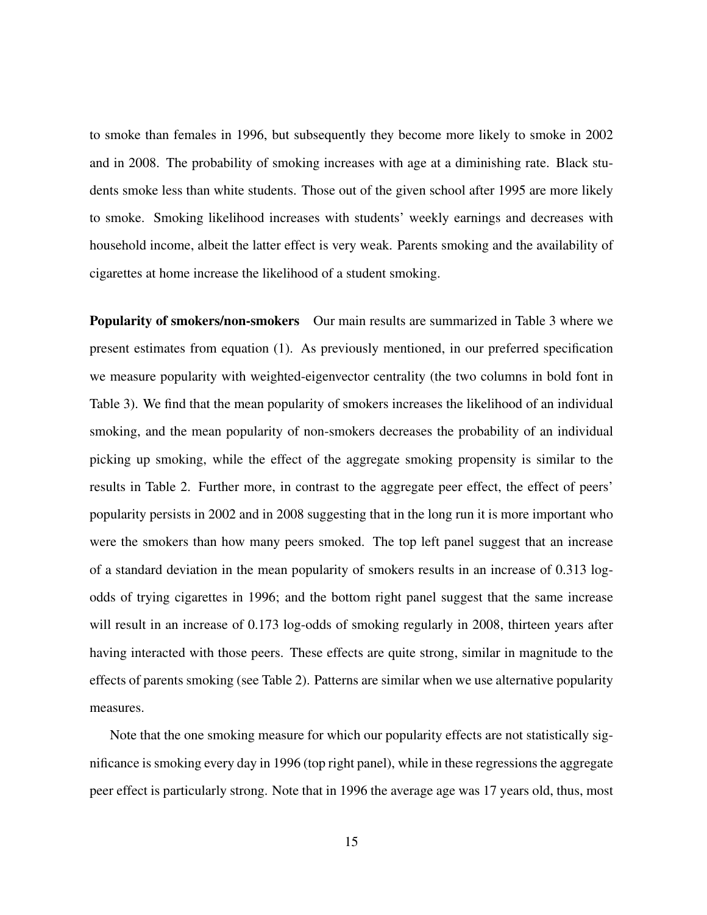to smoke than females in 1996, but subsequently they become more likely to smoke in 2002 and in 2008. The probability of smoking increases with age at a diminishing rate. Black students smoke less than white students. Those out of the given school after 1995 are more likely to smoke. Smoking likelihood increases with students' weekly earnings and decreases with household income, albeit the latter effect is very weak. Parents smoking and the availability of cigarettes at home increase the likelihood of a student smoking.

**Popularity of smokers/non-smokers** Our main results are summarized in Table 3 where we present estimates from equation (1). As previously mentioned, in our preferred specification we measure popularity with weighted-eigenvector centrality (the two columns in bold font in Table 3). We find that the mean popularity of smokers increases the likelihood of an individual smoking, and the mean popularity of non-smokers decreases the probability of an individual picking up smoking, while the effect of the aggregate smoking propensity is similar to the results in Table 2. Further more, in contrast to the aggregate peer effect, the effect of peers' popularity persists in 2002 and in 2008 suggesting that in the long run it is more important who were the smokers than how many peers smoked. The top left panel suggest that an increase of a standard deviation in the mean popularity of smokers results in an increase of 0.313 log-odds of trying cigarettes in 1996; and the bottom right panel suggest that the same increase will result in an increase of 0.173 log-odds of smoking regularly in 2008, thirteen years after having interacted with those peers. These effects are quite strong, similar in magnitude to the effects of parents smoking (see Table 2). Patterns are similar when we use alternative popularity measures.

Note that the one smoking measure for which our popularity effects are not statistically significance is smoking every day in 1996 (top right panel), while in these regressions the aggregate peer effect is particularly strong. Note that in 1996 the average age was 17 years old, thus, most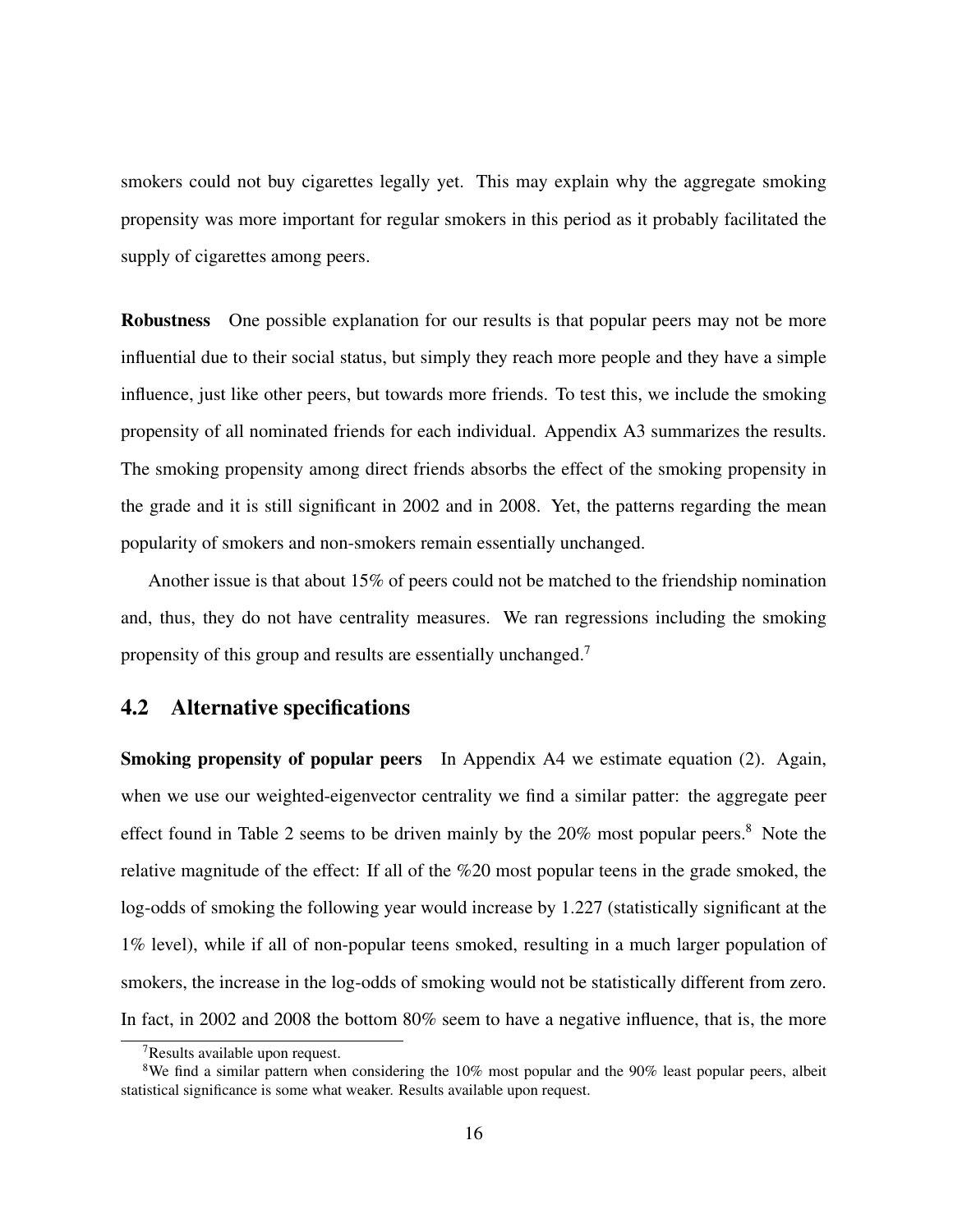smokers could not buy cigarettes legally yet. This may explain why the aggregate smoking propensity was more important for regular smokers in this period as it probably facilitated the supply of cigarettes among peers.

**Robustness** One possible explanation for our results is that popular peers may not be more influential due to their social status, but simply they reach more people and they have a simple influence, just like other peers, but towards more friends. To test this, we include the smoking propensity of all nominated friends for each individual. Appendix A3 summarizes the results. The smoking propensity among direct friends absorbs the effect of the smoking propensity in the grade and it is still significant in 2002 and in 2008. Yet, the patterns regarding the mean popularity of smokers and non-smokers remain essentially unchanged.

Another issue is that about 15% of peers could not be matched to the friendship nomination and, thus, they do not have centrality measures. We ran regressions including the smoking propensity of this group and results are essentially unchanged.[7]

## 4.2 Alternative specifications

**Smoking propensity of popular peers** In Appendix A4 we estimate equation (2). Again, when we use our weighted-eigenvector centrality we find a similar patter: the aggregate peer effect found in Table 2 seems to be driven mainly by the 20% most popular peers.[8] Note the relative magnitude of the effect: If all of the %20 most popular teens in the grade smoked, the log-odds of smoking the following year would increase by 1.227 (statistically significant at the 1% level), while if all of non-popular teens smoked, resulting in a much larger population of smokers, the increase in the log-odds of smoking would not be statistically different from zero. In fact, in 2002 and 2008 the bottom 80% seem to have a negative influence, that is, the more

[7] Results available upon request.

[8] We find a similar pattern when considering the 10% most popular and the 90% least popular peers, albeit statistical significance is some what weaker. Results available upon request.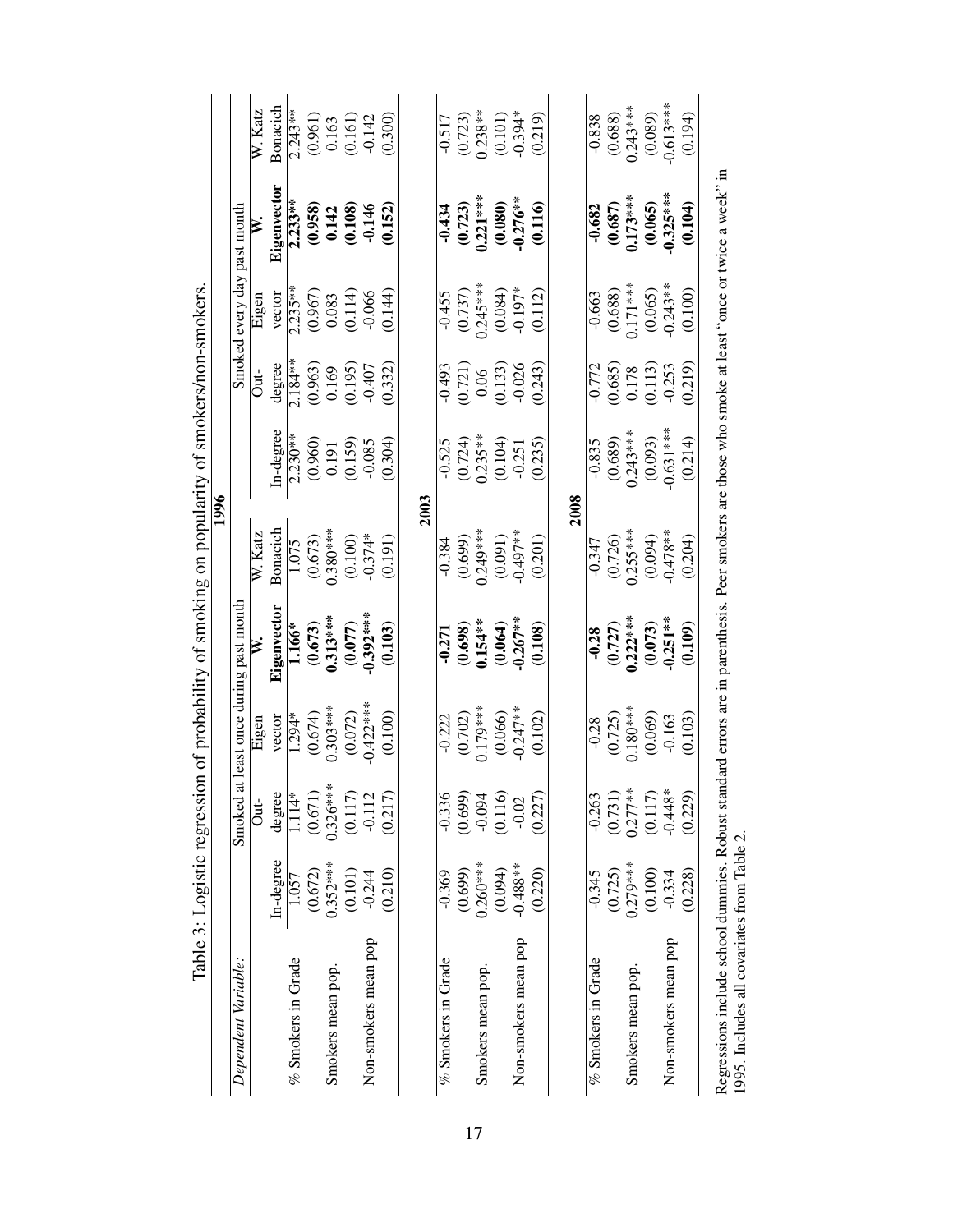Table 3: Logistic regression of probability of smoking on popularity of smokers/non-smokers.

| *Dependent Variable:* | Smoked at least once during past month | | | | | Smoked every day past month | | | | |
|---|---|---|---|---|---|---|---|---|---|---|
| | In-degree | Out-degree | Eigen vector | **W. Eigenvector** | W. Katz Bonacich | In-degree | Out-degree | Eigen vector | **W. Eigenvector** | W. Katz Bonacich |
| **1996** | | | | | | | | | | |
| % Smokers in Grade | 1.057 | 1.114* | 1.294* | **1.166*** | 1.075 | 2.230** | 2.184** | 2.235** | **2.233**** | 2.243** |
| | (0.672) | (0.671) | (0.674) | **(0.673)** | (0.673) | (0.960) | (0.963) | (0.967) | **(0.958)** | (0.961) |
| Smokers mean pop. | 0.352*** | 0.326*** | 0.303*** | **0.313***** | 0.380*** | 0.191 | 0.169 | 0.083 | **0.142** | 0.163 |
| | (0.101) | (0.117) | (0.072) | **(0.077)** | (0.100) | (0.159) | (0.195) | (0.114) | **(0.108)** | (0.161) |
| Non-smokers mean pop | -0.244 | -0.112 | -0.422*** | **-0.392***** | -0.374* | -0.085 | -0.407 | -0.066 | **-0.146** | -0.142 |
| | (0.210) | (0.217) | (0.100) | **(0.103)** | (0.191) | (0.304) | (0.332) | (0.144) | **(0.152)** | (0.300) |
| **2003** | | | | | | | | | | |
| % Smokers in Grade | -0.369 | -0.336 | -0.222 | **-0.271** | -0.384 | -0.525 | -0.493 | -0.455 | **-0.434** | -0.517 |
| | (0.699) | (0.699) | (0.702) | **(0.698)** | (0.699) | (0.724) | (0.721) | (0.737) | **(0.723)** | (0.723) |
| Smokers mean pop. | 0.260*** | -0.094 | 0.179*** | **0.154**** | 0.249*** | 0.235** | 0.06 | 0.245*** | **0.221***** | 0.238** |
| | (0.094) | (0.116) | (0.066) | **(0.064)** | (0.091) | (0.104) | (0.133) | (0.084) | **(0.080)** | (0.101) |
| Non-smokers mean pop | -0.488** | -0.02 | -0.247** | **-0.267**** | -0.497** | -0.251 | -0.026 | -0.197* | **-0.276**** | -0.394* |
| | (0.220) | (0.227) | (0.102) | **(0.108)** | (0.201) | (0.235) | (0.243) | (0.112) | **(0.116)** | (0.219) |
| **2008** | | | | | | | | | | |
| % Smokers in Grade | -0.345 | -0.263 | -0.28 | **-0.28** | -0.347 | -0.835 | -0.772 | -0.663 | **-0.682** | -0.838 |
| | (0.725) | (0.731) | (0.725) | **(0.727)** | (0.726) | (0.689) | (0.685) | (0.688) | **(0.687)** | (0.688) |
| Smokers mean pop. | 0.279*** | 0.277** | 0.180*** | **0.222***** | 0.255*** | 0.243*** | 0.178 | 0.171*** | **0.173***** | 0.243*** |
| | (0.100) | (0.117) | (0.069) | **(0.073)** | (0.094) | (0.093) | (0.113) | (0.065) | **(0.065)** | (0.089) |
| Non-smokers mean pop | -0.334 | -0.448* | -0.163 | **-0.251**** | -0.478** | -0.631*** | -0.253 | -0.243** | **-0.325***** | -0.613*** |
| | (0.228) | (0.229) | (0.103) | **(0.109)** | (0.204) | (0.214) | (0.219) | (0.100) | **(0.104)** | (0.194) |

Regressions include school dummies. Robust standard errors are in parenthesis. Peer smokers are those who smoke at least "once or twice a week" in 1995. Includes all covariates from Table 2.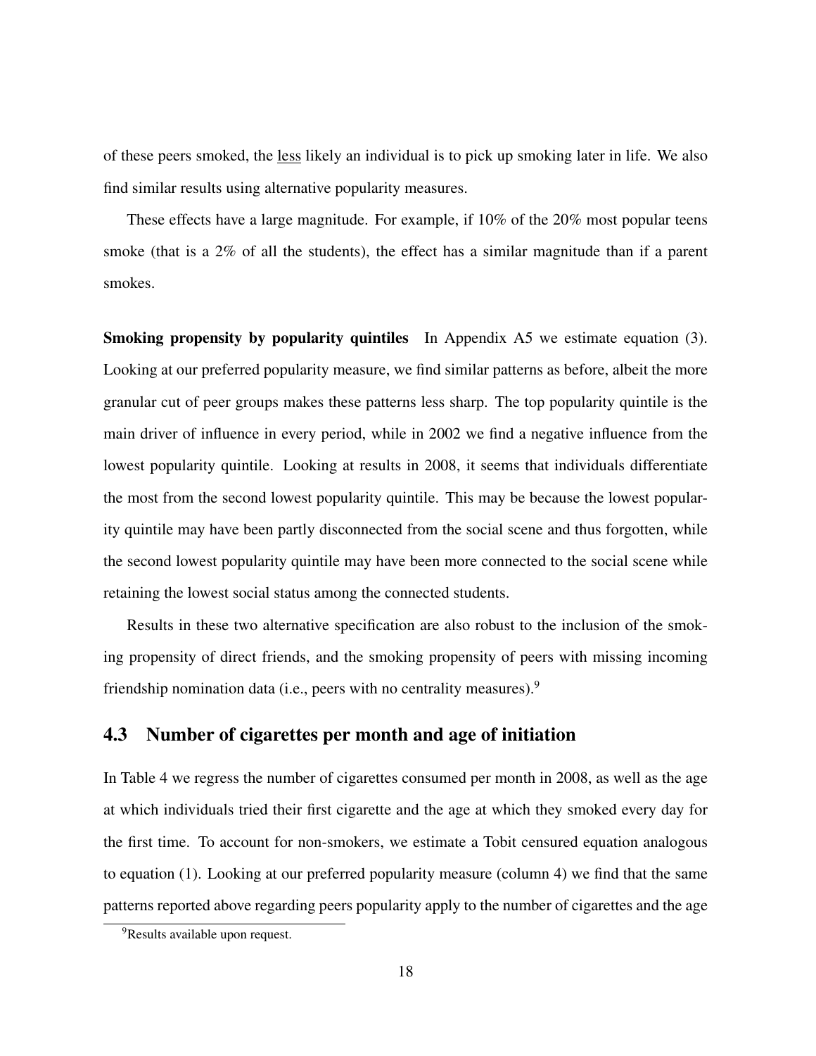of these peers smoked, the less likely an individual is to pick up smoking later in life. We also find similar results using alternative popularity measures.

These effects have a large magnitude. For example, if 10% of the 20% most popular teens smoke (that is a 2% of all the students), the effect has a similar magnitude than if a parent smokes.

**Smoking propensity by popularity quintiles** In Appendix A5 we estimate equation (3). Looking at our preferred popularity measure, we find similar patterns as before, albeit the more granular cut of peer groups makes these patterns less sharp. The top popularity quintile is the main driver of influence in every period, while in 2002 we find a negative influence from the lowest popularity quintile. Looking at results in 2008, it seems that individuals differentiate the most from the second lowest popularity quintile. This may be because the lowest popularity quintile may have been partly disconnected from the social scene and thus forgotten, while the second lowest popularity quintile may have been more connected to the social scene while retaining the lowest social status among the connected students.

Results in these two alternative specification are also robust to the inclusion of the smoking propensity of direct friends, and the smoking propensity of peers with missing incoming friendship nomination data (i.e., peers with no centrality measures).[9]

## 4.3 Number of cigarettes per month and age of initiation

In Table 4 we regress the number of cigarettes consumed per month in 2008, as well as the age at which individuals tried their first cigarette and the age at which they smoked every day for the first time. To account for non-smokers, we estimate a Tobit censured equation analogous to equation (1). Looking at our preferred popularity measure (column 4) we find that the same patterns reported above regarding peers popularity apply to the number of cigarettes and the age

[9] Results available upon request.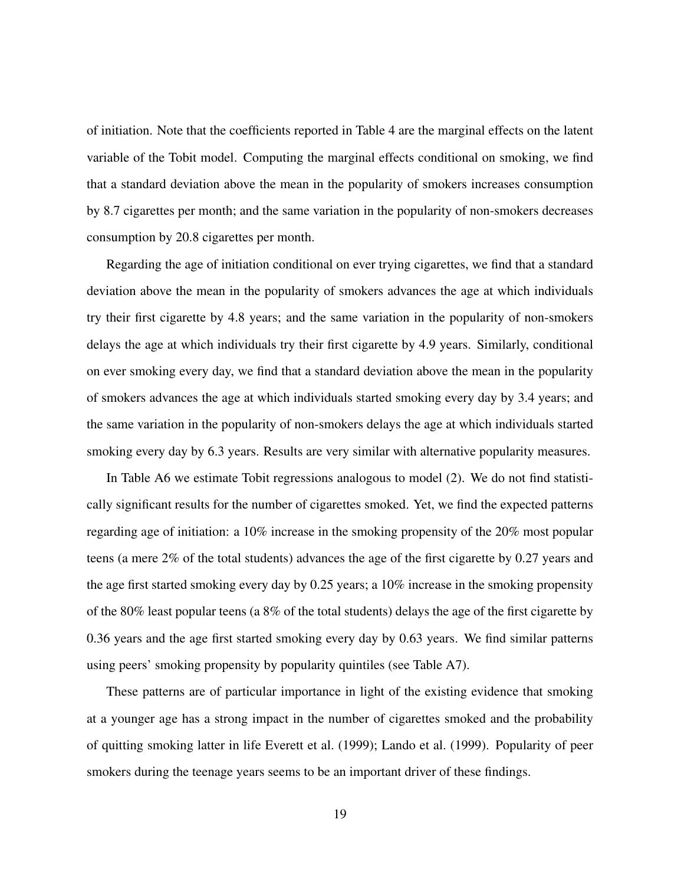of initiation. Note that the coefficients reported in Table 4 are the marginal effects on the latent variable of the Tobit model. Computing the marginal effects conditional on smoking, we find that a standard deviation above the mean in the popularity of smokers increases consumption by 8.7 cigarettes per month; and the same variation in the popularity of non-smokers decreases consumption by 20.8 cigarettes per month.

Regarding the age of initiation conditional on ever trying cigarettes, we find that a standard deviation above the mean in the popularity of smokers advances the age at which individuals try their first cigarette by 4.8 years; and the same variation in the popularity of non-smokers delays the age at which individuals try their first cigarette by 4.9 years. Similarly, conditional on ever smoking every day, we find that a standard deviation above the mean in the popularity of smokers advances the age at which individuals started smoking every day by 3.4 years; and the same variation in the popularity of non-smokers delays the age at which individuals started smoking every day by 6.3 years. Results are very similar with alternative popularity measures.

In Table A6 we estimate Tobit regressions analogous to model (2). We do not find statistically significant results for the number of cigarettes smoked. Yet, we find the expected patterns regarding age of initiation: a 10% increase in the smoking propensity of the 20% most popular teens (a mere 2% of the total students) advances the age of the first cigarette by 0.27 years and the age first started smoking every day by 0.25 years; a 10% increase in the smoking propensity of the 80% least popular teens (a 8% of the total students) delays the age of the first cigarette by 0.36 years and the age first started smoking every day by 0.63 years. We find similar patterns using peers' smoking propensity by popularity quintiles (see Table A7).

These patterns are of particular importance in light of the existing evidence that smoking at a younger age has a strong impact in the number of cigarettes smoked and the probability of quitting smoking latter in life Everett et al. (1999); Lando et al. (1999). Popularity of peer smokers during the teenage years seems to be an important driver of these findings.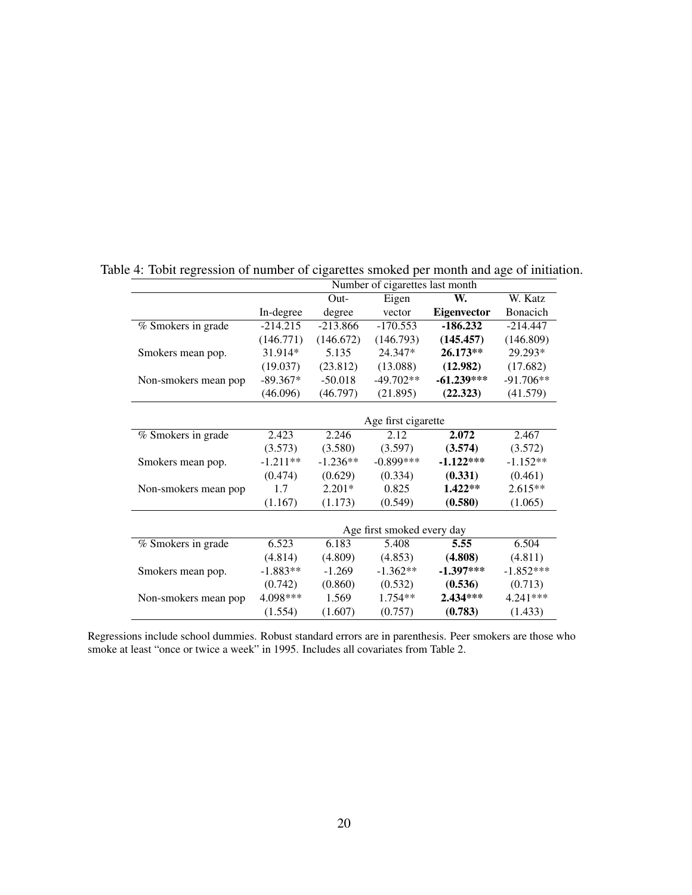Table 4: Tobit regression of number of cigarettes smoked per month and age of initiation.

| | In-degree | Out-degree | Eigen vector | **W. Eigenvector** | W. Katz Bonacich |
|---|---|---|---|---|---|
| | Number of cigarettes last month | | | | |
| % Smokers in grade | -214.215 | -213.866 | -170.553 | **-186.232** | -214.447 |
| | (146.771) | (146.672) | (146.793) | **(145.457)** | (146.809) |
| Smokers mean pop. | 31.914* | 5.135 | 24.347* | **26.173**** | 29.293* |
| | (19.037) | (23.812) | (13.088) | **(12.982)** | (17.682) |
| Non-smokers mean pop | -89.367* | -50.018 | -49.702** | **-61.239***** | -91.706** |
| | (46.096) | (46.797) | (21.895) | **(22.323)** | (41.579) |
| | Age first cigarette | | | | |
| % Smokers in grade | 2.423 | 2.246 | 2.12 | **2.072** | 2.467 |
| | (3.573) | (3.580) | (3.597) | **(3.574)** | (3.572) |
| Smokers mean pop. | -1.211** | -1.236** | -0.899*** | **-1.122***** | -1.152** |
| | (0.474) | (0.629) | (0.334) | **(0.331)** | (0.461) |
| Non-smokers mean pop | 1.7 | 2.201* | 0.825 | **1.422**** | 2.615** |
| | (1.167) | (1.173) | (0.549) | **(0.580)** | (1.065) |
| | Age first smoked every day | | | | |
| % Smokers in grade | 6.523 | 6.183 | 5.408 | **5.55** | 6.504 |
| | (4.814) | (4.809) | (4.853) | **(4.808)** | (4.811) |
| Smokers mean pop. | -1.883** | -1.269 | -1.362** | **-1.397***** | -1.852*** |
| | (0.742) | (0.860) | (0.532) | **(0.536)** | (0.713) |
| Non-smokers mean pop | 4.098*** | 1.569 | 1.754** | **2.434***** | 4.241*** |
| | (1.554) | (1.607) | (0.757) | **(0.783)** | (1.433) |

Regressions include school dummies. Robust standard errors are in parenthesis. Peer smokers are those who smoke at least "once or twice a week" in 1995. Includes all covariates from Table 2.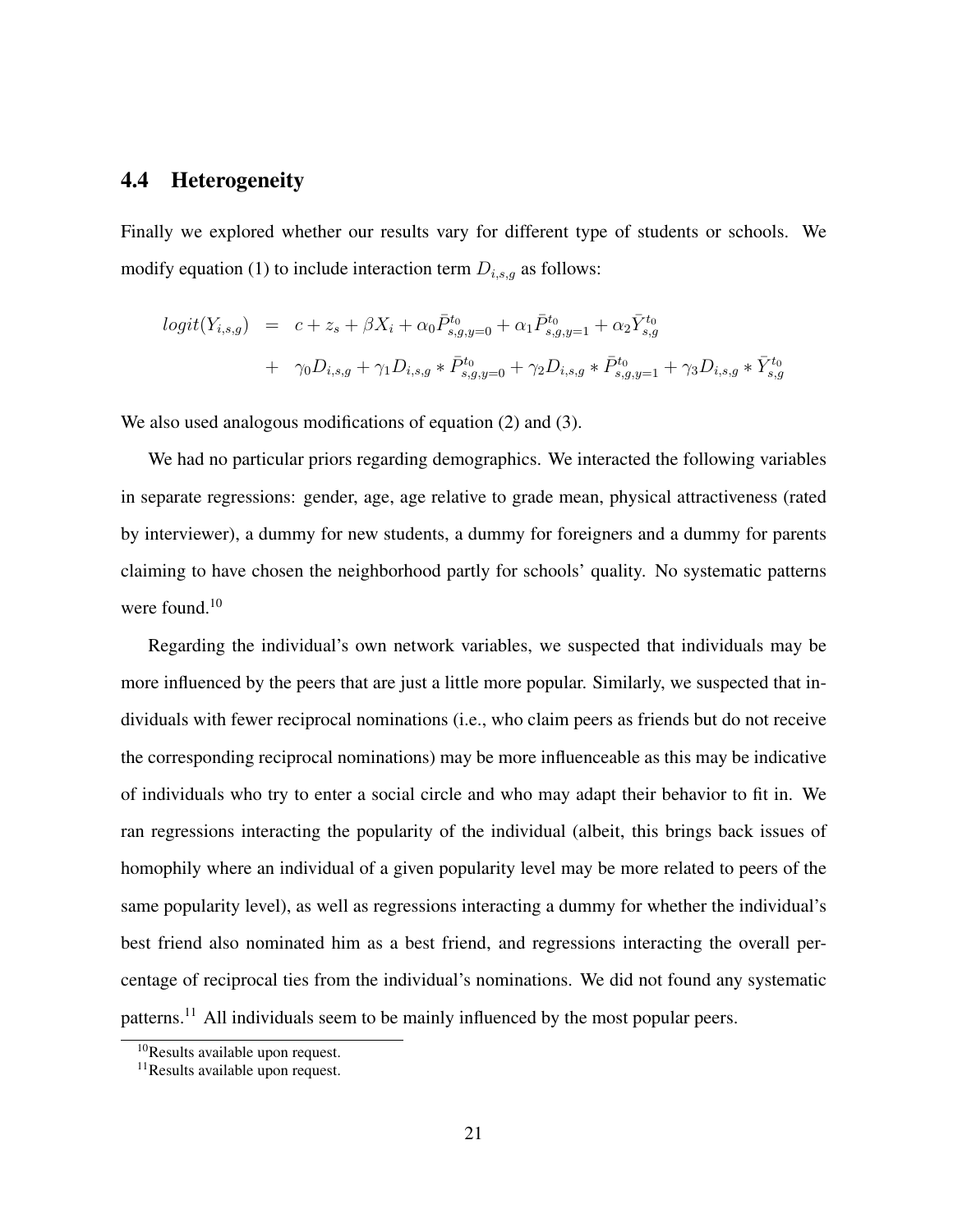## 4.4 Heterogeneity

Finally we explored whether our results vary for different type of students or schools. We modify equation (1) to include interaction term $D_{i,s,g}$ as follows:

$$
\begin{aligned}
logit(Y_{i,s,g}) &= c + z_s + \beta X_i + \alpha_0 \bar{P}^{t_0}_{s,g,y=0} + \alpha_1 \bar{P}^{t_0}_{s,g,y=1} + \alpha_2 \bar{Y}^{t_0}_{s,g} \\
&+ \gamma_0 D_{i,s,g} + \gamma_1 D_{i,s,g} * \bar{P}^{t_0}_{s,g,y=0} + \gamma_2 D_{i,s,g} * \bar{P}^{t_0}_{s,g,y=1} + \gamma_3 D_{i,s,g} * \bar{Y}^{t_0}_{s,g}
\end{aligned}
$$

We also used analogous modifications of equation (2) and (3).

We had no particular priors regarding demographics. We interacted the following variables in separate regressions: gender, age, age relative to grade mean, physical attractiveness (rated by interviewer), a dummy for new students, a dummy for foreigners and a dummy for parents claiming to have chosen the neighborhood partly for schools' quality. No systematic patterns were found.[10]

Regarding the individual's own network variables, we suspected that individuals may be more influenced by the peers that are just a little more popular. Similarly, we suspected that individuals with fewer reciprocal nominations (i.e., who claim peers as friends but do not receive the corresponding reciprocal nominations) may be more influenceable as this may be indicative of individuals who try to enter a social circle and who may adapt their behavior to fit in. We ran regressions interacting the popularity of the individual (albeit, this brings back issues of homophily where an individual of a given popularity level may be more related to peers of the same popularity level), as well as regressions interacting a dummy for whether the individual's best friend also nominated him as a best friend, and regressions interacting the overall percentage of reciprocal ties from the individual's nominations. We did not found any systematic patterns.[11] All individuals seem to be mainly influenced by the most popular peers.

[10] Results available upon request.

[11] Results available upon request.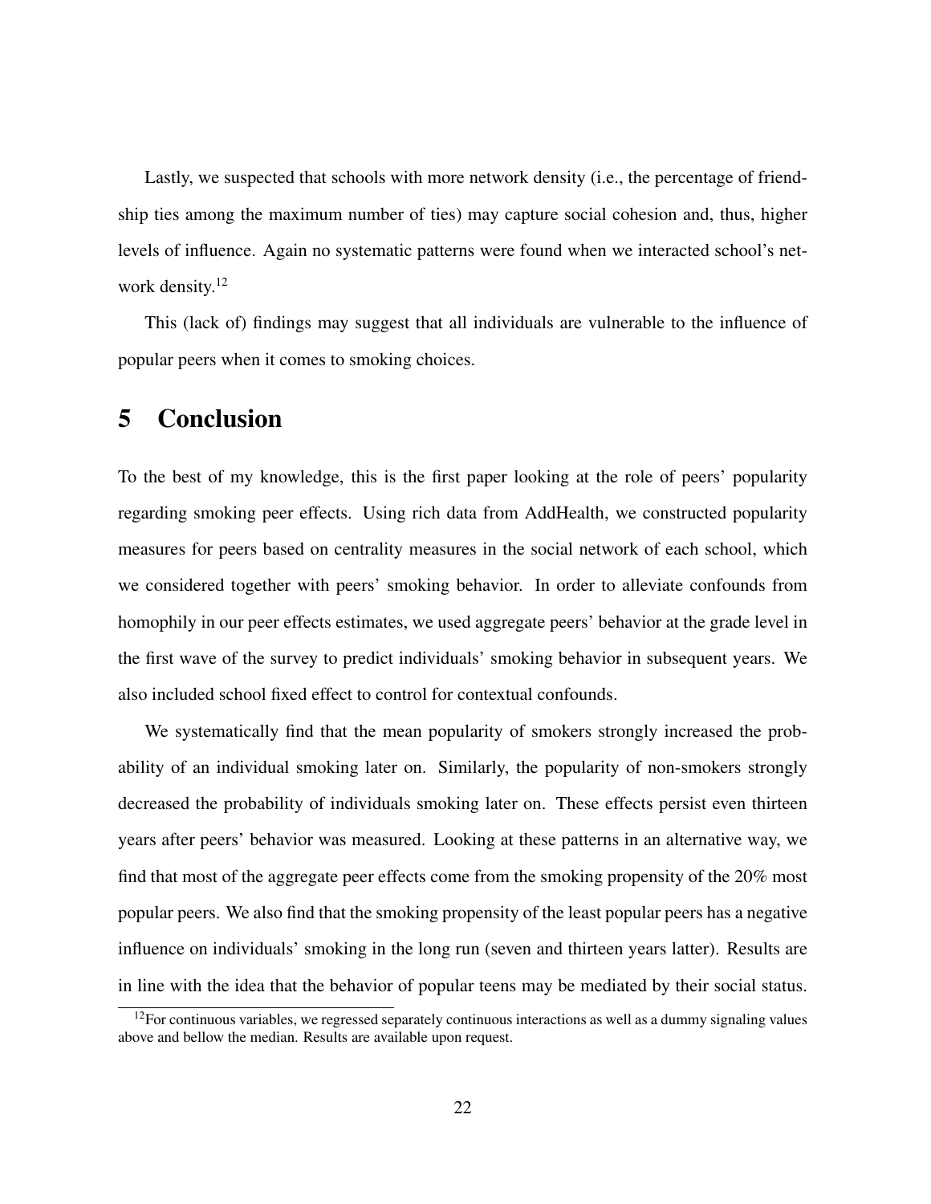Lastly, we suspected that schools with more network density (i.e., the percentage of friendship ties among the maximum number of ties) may capture social cohesion and, thus, higher levels of influence. Again no systematic patterns were found when we interacted school's network density.[12]

This (lack of) findings may suggest that all individuals are vulnerable to the influence of popular peers when it comes to smoking choices.

# 5 Conclusion

To the best of my knowledge, this is the first paper looking at the role of peers' popularity regarding smoking peer effects. Using rich data from AddHealth, we constructed popularity measures for peers based on centrality measures in the social network of each school, which we considered together with peers' smoking behavior. In order to alleviate confounds from homophily in our peer effects estimates, we used aggregate peers' behavior at the grade level in the first wave of the survey to predict individuals' smoking behavior in subsequent years. We also included school fixed effect to control for contextual confounds.

We systematically find that the mean popularity of smokers strongly increased the probability of an individual smoking later on. Similarly, the popularity of non-smokers strongly decreased the probability of individuals smoking later on. These effects persist even thirteen years after peers' behavior was measured. Looking at these patterns in an alternative way, we find that most of the aggregate peer effects come from the smoking propensity of the 20% most popular peers. We also find that the smoking propensity of the least popular peers has a negative influence on individuals' smoking in the long run (seven and thirteen years latter). Results are in line with the idea that the behavior of popular teens may be mediated by their social status.

[12] For continuous variables, we regressed separately continuous interactions as well as a dummy signaling values above and bellow the median. Results are available upon request.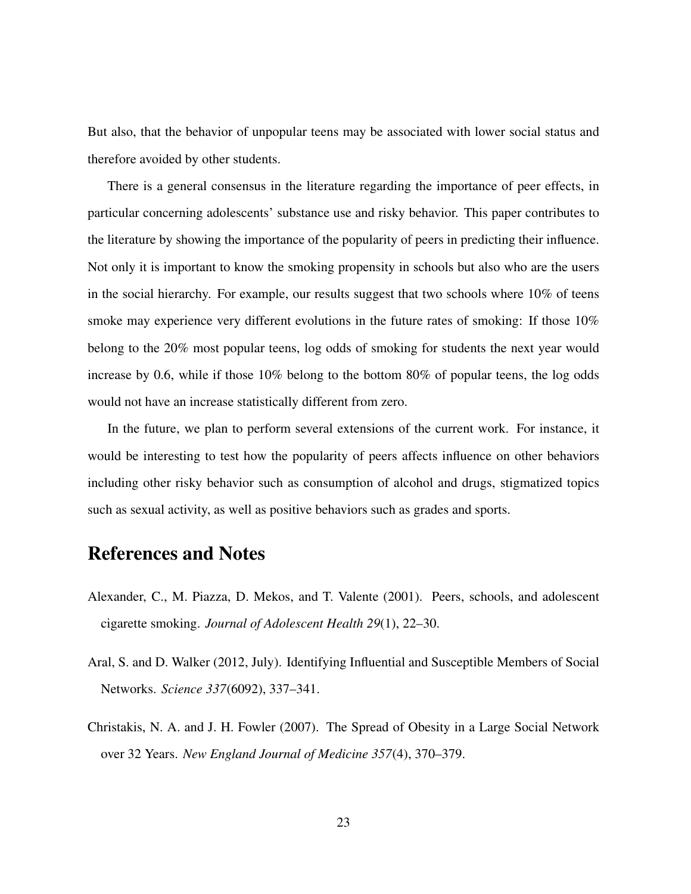But also, that the behavior of unpopular teens may be associated with lower social status and therefore avoided by other students.

There is a general consensus in the literature regarding the importance of peer effects, in particular concerning adolescents' substance use and risky behavior. This paper contributes to the literature by showing the importance of the popularity of peers in predicting their influence. Not only it is important to know the smoking propensity in schools but also who are the users in the social hierarchy. For example, our results suggest that two schools where 10% of teens smoke may experience very different evolutions in the future rates of smoking: If those 10% belong to the 20% most popular teens, log odds of smoking for students the next year would increase by 0.6, while if those 10% belong to the bottom 80% of popular teens, the log odds would not have an increase statistically different from zero.

In the future, we plan to perform several extensions of the current work. For instance, it would be interesting to test how the popularity of peers affects influence on other behaviors including other risky behavior such as consumption of alcohol and drugs, stigmatized topics such as sexual activity, as well as positive behaviors such as grades and sports.

## References and Notes

Alexander, C., M. Piazza, D. Mekos, and T. Valente (2001). Peers, schools, and adolescent cigarette smoking. *Journal of Adolescent Health 29*(1), 22–30.

Aral, S. and D. Walker (2012, July). Identifying Influential and Susceptible Members of Social Networks. *Science 337*(6092), 337–341.

Christakis, N. A. and J. H. Fowler (2007). The Spread of Obesity in a Large Social Network over 32 Years. *New England Journal of Medicine 357*(4), 370–379.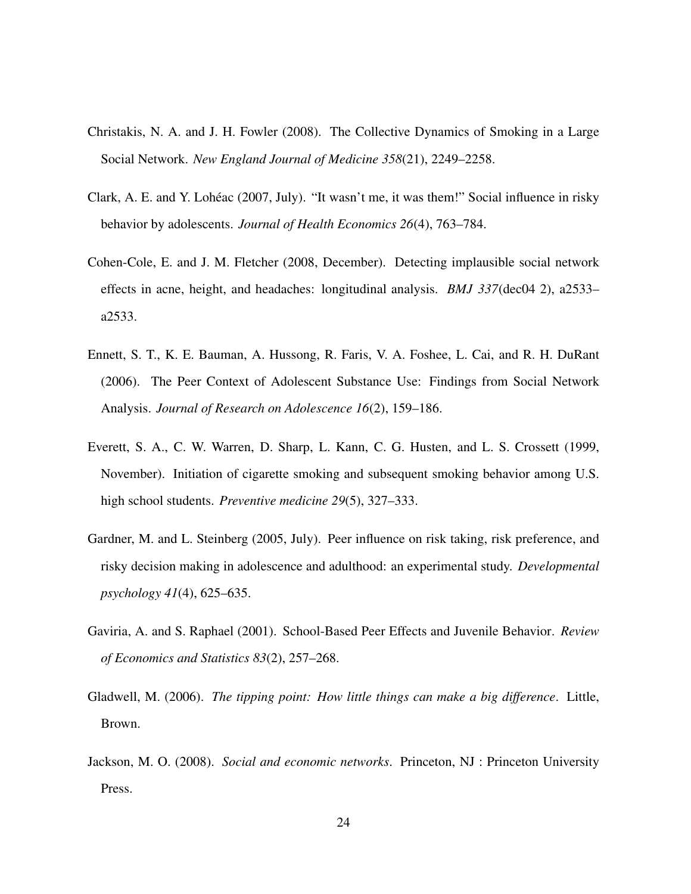Christakis, N. A. and J. H. Fowler (2008). The Collective Dynamics of Smoking in a Large Social Network. *New England Journal of Medicine 358*(21), 2249–2258.

Clark, A. E. and Y. Lohéac (2007, July). "It wasn't me, it was them!" Social influence in risky behavior by adolescents. *Journal of Health Economics 26*(4), 763–784.

Cohen-Cole, E. and J. M. Fletcher (2008, December). Detecting implausible social network effects in acne, height, and headaches: longitudinal analysis. *BMJ 337*(dec04 2), a2533–a2533.

Ennett, S. T., K. E. Bauman, A. Hussong, R. Faris, V. A. Foshee, L. Cai, and R. H. DuRant (2006). The Peer Context of Adolescent Substance Use: Findings from Social Network Analysis. *Journal of Research on Adolescence 16*(2), 159–186.

Everett, S. A., C. W. Warren, D. Sharp, L. Kann, C. G. Husten, and L. S. Crossett (1999, November). Initiation of cigarette smoking and subsequent smoking behavior among U.S. high school students. *Preventive medicine 29*(5), 327–333.

Gardner, M. and L. Steinberg (2005, July). Peer influence on risk taking, risk preference, and risky decision making in adolescence and adulthood: an experimental study. *Developmental psychology 41*(4), 625–635.

Gaviria, A. and S. Raphael (2001). School-Based Peer Effects and Juvenile Behavior. *Review of Economics and Statistics 83*(2), 257–268.

Gladwell, M. (2006). *The tipping point: How little things can make a big difference*. Little, Brown.

Jackson, M. O. (2008). *Social and economic networks*. Princeton, NJ : Princeton University Press.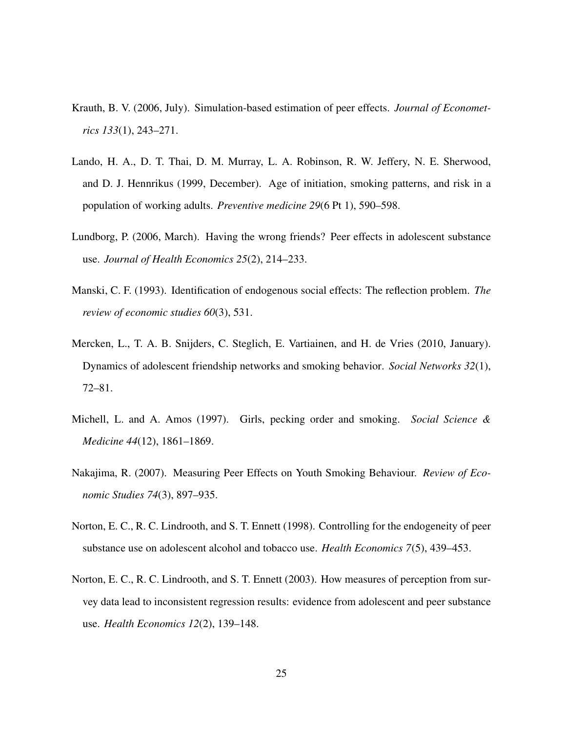Krauth, B. V. (2006, July). Simulation-based estimation of peer effects. *Journal of Econometrics 133*(1), 243–271.

Lando, H. A., D. T. Thai, D. M. Murray, L. A. Robinson, R. W. Jeffery, N. E. Sherwood, and D. J. Hennrikus (1999, December). Age of initiation, smoking patterns, and risk in a population of working adults. *Preventive medicine 29*(6 Pt 1), 590–598.

Lundborg, P. (2006, March). Having the wrong friends? Peer effects in adolescent substance use. *Journal of Health Economics 25*(2), 214–233.

Manski, C. F. (1993). Identification of endogenous social effects: The reflection problem. *The review of economic studies 60*(3), 531.

Mercken, L., T. A. B. Snijders, C. Steglich, E. Vartiainen, and H. de Vries (2010, January). Dynamics of adolescent friendship networks and smoking behavior. *Social Networks 32*(1), 72–81.

Michell, L. and A. Amos (1997). Girls, pecking order and smoking. *Social Science & Medicine 44*(12), 1861–1869.

Nakajima, R. (2007). Measuring Peer Effects on Youth Smoking Behaviour. *Review of Economic Studies 74*(3), 897–935.

Norton, E. C., R. C. Lindrooth, and S. T. Ennett (1998). Controlling for the endogeneity of peer substance use on adolescent alcohol and tobacco use. *Health Economics 7*(5), 439–453.

Norton, E. C., R. C. Lindrooth, and S. T. Ennett (2003). How measures of perception from survey data lead to inconsistent regression results: evidence from adolescent and peer substance use. *Health Economics 12*(2), 139–148.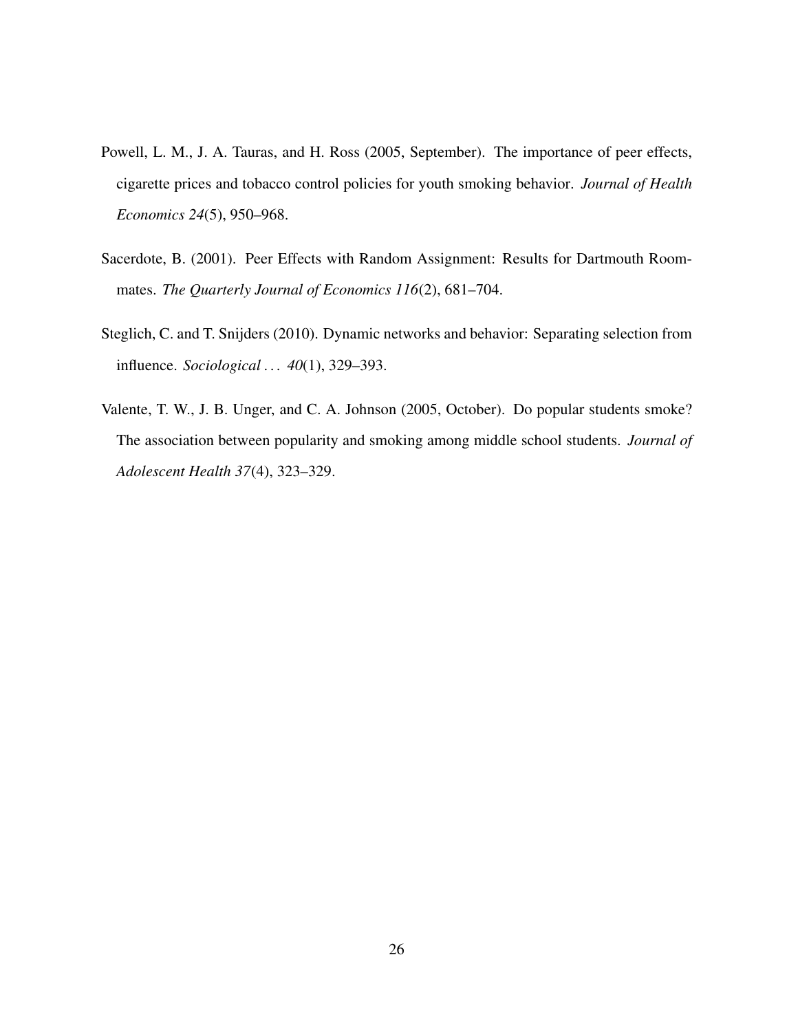Powell, L. M., J. A. Tauras, and H. Ross (2005, September). The importance of peer effects, cigarette prices and tobacco control policies for youth smoking behavior. *Journal of Health Economics 24*(5), 950–968.

Sacerdote, B. (2001). Peer Effects with Random Assignment: Results for Dartmouth Roommates. *The Quarterly Journal of Economics 116*(2), 681–704.

Steglich, C. and T. Snijders (2010). Dynamic networks and behavior: Separating selection from influence. *Sociological . . . 40*(1), 329–393.

Valente, T. W., J. B. Unger, and C. A. Johnson (2005, October). Do popular students smoke? The association between popularity and smoking among middle school students. *Journal of Adolescent Health 37*(4), 323–329.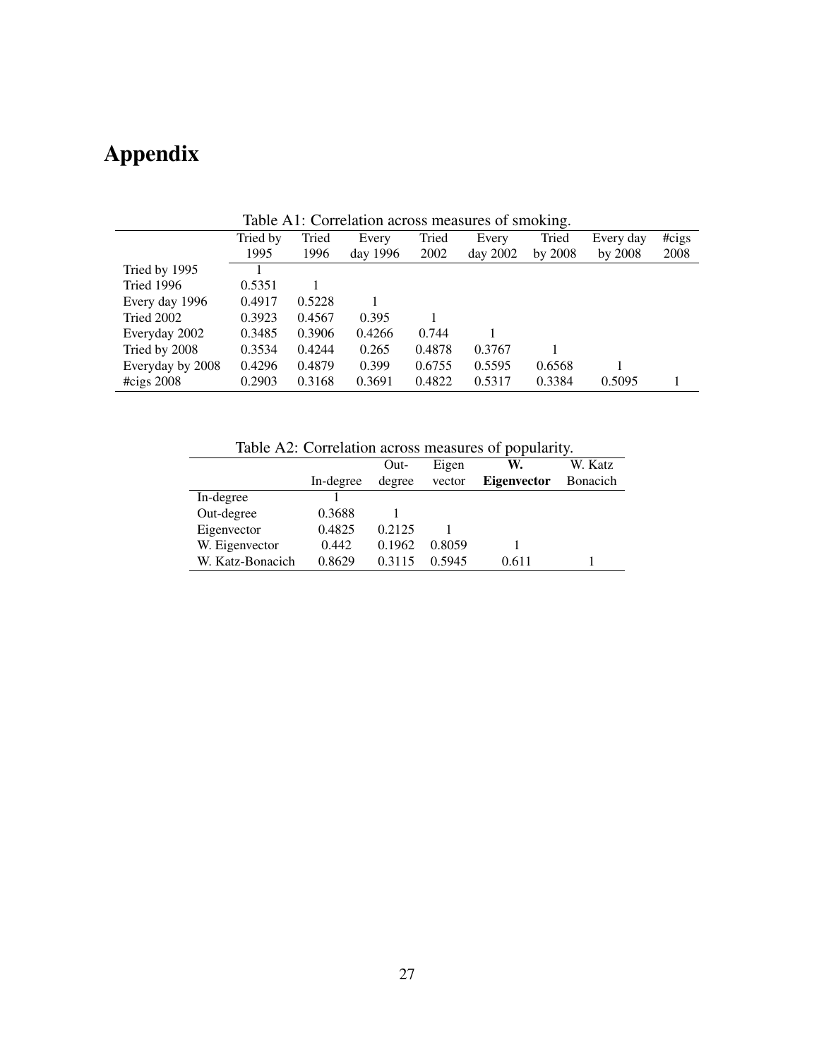# Appendix

Table A1: Correlation across measures of smoking.

| | Tried by 1995 | Tried 1996 | Every day 1996 | Tried 2002 | Every day 2002 | Tried by 2008 | Every day by 2008 | #cigs 2008 |
|---|---|---|---|---|---|---|---|---|
| Tried by 1995 | 1 | | | | | | | |
| Tried 1996 | 0.5351 | 1 | | | | | | |
| Every day 1996 | 0.4917 | 0.5228 | 1 | | | | | |
| Tried 2002 | 0.3923 | 0.4567 | 0.395 | 1 | | | | |
| Everyday 2002 | 0.3485 | 0.3906 | 0.4266 | 0.744 | 1 | | | |
| Tried by 2008 | 0.3534 | 0.4244 | 0.265 | 0.4878 | 0.3767 | 1 | | |
| Everyday by 2008 | 0.4296 | 0.4879 | 0.399 | 0.6755 | 0.5595 | 0.6568 | 1 | |
| #cigs 2008 | 0.2903 | 0.3168 | 0.3691 | 0.4822 | 0.5317 | 0.3384 | 0.5095 | 1 |

Table A2: Correlation across measures of popularity.

| | In-degree | Out-degree | Eigen vector | **W. Eigenvector** | W. Katz Bonacich |
|---|---|---|---|---|---|
| In-degree | 1 | | | | |
| Out-degree | 0.3688 | 1 | | | |
| Eigenvector | 0.4825 | 0.2125 | 1 | | |
| W. Eigenvector | 0.442 | 0.1962 | 0.8059 | 1 | |
| W. Katz-Bonacich | 0.8629 | 0.3115 | 0.5945 | 0.611 | 1 |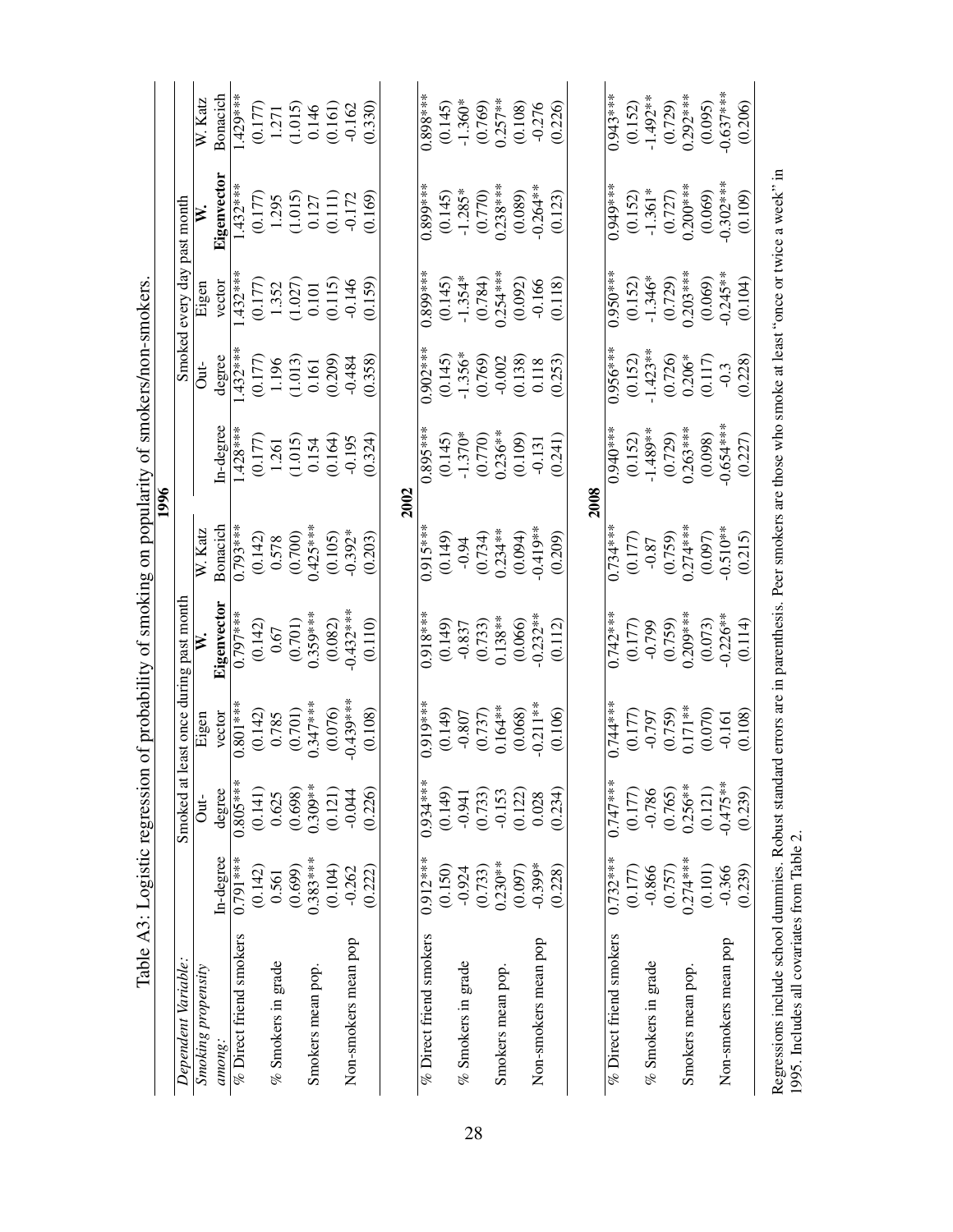Table A3: Logistic regression of probability of smoking on popularity of smokers/non-smokers.

| *Dependent Variable:* | Smoked at least once during past month | | | | | Smoked every day past month | | | | |
|---|---|---|---|---|---|---|---|---|---|---|
| *Smoking propensity among:* | In-degree | Out-degree | Eigen vector | **W. Eigenvector** | W. Katz Bonacich | In-degree | Out-degree | Eigen vector | **W. Eigenvector** | W. Katz Bonacich |
| **1996** | | | | | | | | | | |
| % Direct friend smokers | 0.791*** | 0.805*** | 0.801*** | 0.797*** | 0.793*** | 1.428*** | 1.432*** | 1.432*** | 1.432*** | 1.429*** |
| | (0.142) | (0.141) | (0.142) | (0.142) | (0.142) | (0.177) | (0.177) | (0.177) | (0.177) | (0.177) |
| % Smokers in grade | 0.561 | 0.625 | 0.785 | 0.67 | 0.578 | 1.261 | 1.196 | 1.352 | 1.295 | 1.271 |
| | (0.699) | (0.698) | (0.701) | (0.701) | (0.700) | (1.015) | (1.013) | (1.027) | (1.015) | (1.015) |
| Smokers mean pop. | 0.383*** | 0.309** | 0.347*** | 0.359*** | 0.425*** | 0.154 | 0.161 | 0.101 | 0.127 | 0.146 |
| | (0.104) | (0.121) | (0.076) | (0.082) | (0.105) | (0.164) | (0.209) | (0.115) | (0.111) | (0.161) |
| Non-smokers mean pop | -0.262 | -0.044 | -0.439*** | -0.432*** | -0.392* | -0.195 | -0.484 | -0.146 | -0.172 | -0.162 |
| | (0.222) | (0.226) | (0.108) | (0.110) | (0.203) | (0.324) | (0.358) | (0.159) | (0.169) | (0.330) |
| **2002** | | | | | | | | | | |
| % Direct friend smokers | 0.912*** | 0.934*** | 0.919*** | 0.918*** | 0.915*** | 0.895*** | 0.902*** | 0.899*** | 0.899*** | 0.898*** |
| | (0.150) | (0.149) | (0.149) | (0.149) | (0.149) | (0.145) | (0.145) | (0.145) | (0.145) | (0.145) |
| % Smokers in grade | -0.924 | -0.941 | -0.807 | -0.837 | -0.94 | -1.370* | -1.356* | -1.354* | -1.285* | -1.360* |
| | (0.733) | (0.733) | (0.737) | (0.733) | (0.734) | (0.770) | (0.769) | (0.784) | (0.770) | (0.769) |
| Smokers mean pop. | 0.230** | -0.153 | 0.164** | 0.138** | 0.234** | 0.236** | -0.002 | 0.254*** | 0.238*** | 0.257** |
| | (0.097) | (0.122) | (0.068) | (0.066) | (0.094) | (0.109) | (0.138) | (0.092) | (0.089) | (0.108) |
| Non-smokers mean pop | -0.399* | 0.028 | -0.211** | -0.232** | -0.419** | -0.131 | 0.118 | -0.166 | -0.264** | -0.276 |
| | (0.228) | (0.234) | (0.106) | (0.112) | (0.209) | (0.241) | (0.253) | (0.118) | (0.123) | (0.226) |
| **2008** | | | | | | | | | | |
| % Direct friend smokers | 0.732*** | 0.747*** | 0.744*** | 0.742*** | 0.734*** | 0.940*** | 0.956*** | 0.950*** | 0.949*** | 0.943*** |
| | (0.177) | (0.177) | (0.177) | (0.177) | (0.177) | (0.152) | (0.152) | (0.152) | (0.152) | (0.152) |
| % Smokers in grade | -0.866 | -0.786 | -0.797 | -0.799 | -0.87 | -1.489** | -1.423** | -1.346* | -1.361* | -1.492** |
| | (0.757) | (0.765) | (0.759) | (0.759) | (0.759) | (0.729) | (0.726) | (0.729) | (0.727) | (0.729) |
| Smokers mean pop. | 0.274*** | 0.256** | 0.171** | 0.209*** | 0.274*** | 0.263*** | 0.206* | 0.203*** | 0.200*** | 0.292*** |
| | (0.101) | (0.121) | (0.070) | (0.073) | (0.097) | (0.098) | (0.117) | (0.069) | (0.069) | (0.095) |
| Non-smokers mean pop | -0.366 | -0.475** | -0.161 | -0.226** | -0.510** | -0.654*** | -0.3 | -0.245** | -0.302*** | -0.637*** |
| | (0.239) | (0.239) | (0.108) | (0.114) | (0.215) | (0.227) | (0.228) | (0.104) | (0.109) | (0.206) |

Regressions include school dummies. Robust standard errors are in parenthesis. Peer smokers are those who smoke at least "once or twice a week" in 1995. Includes all covariates from Table 2.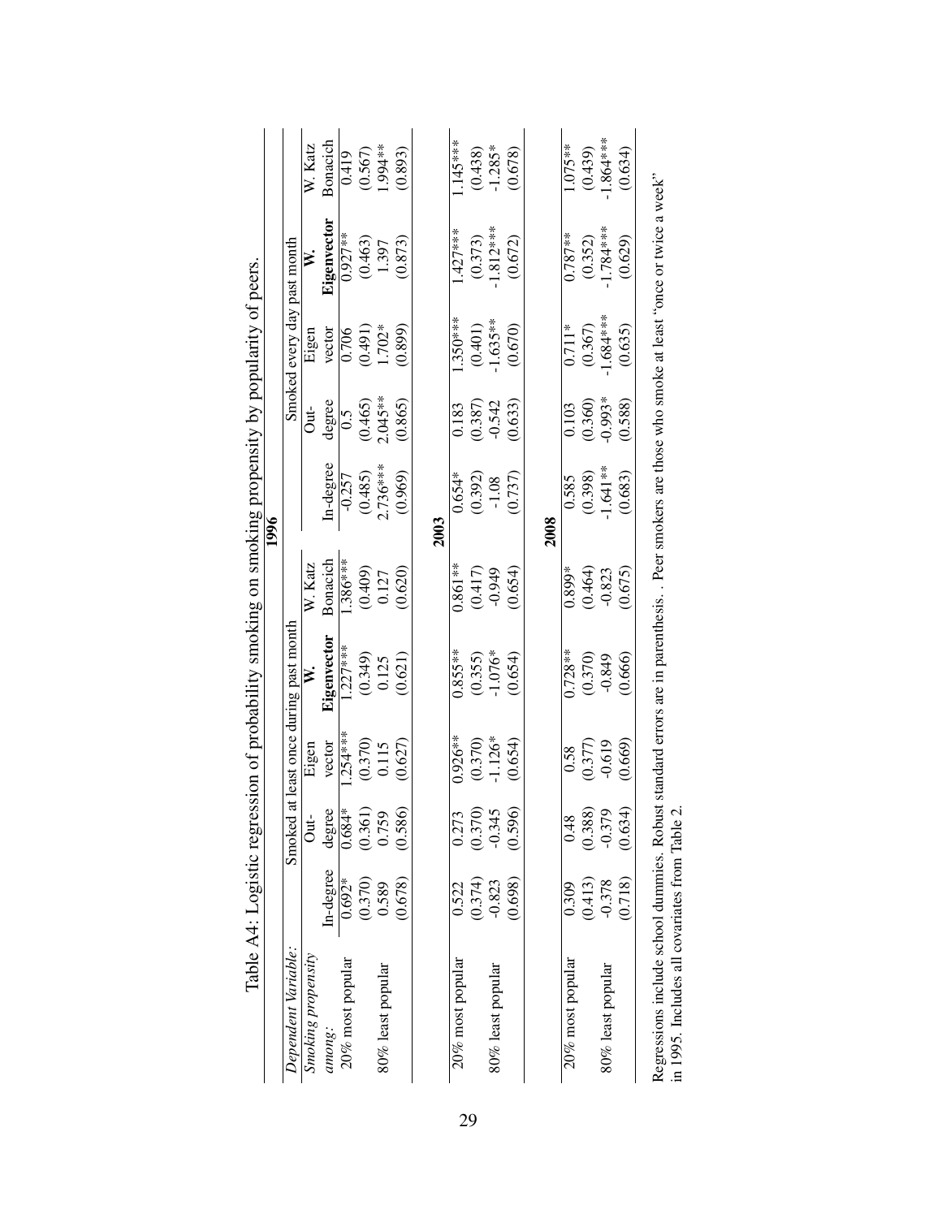Table A4: Logistic regression of probability smoking on smoking propensity by popularity of peers.

| *Dependent Variable:* | Smoked at least once during past month | | | | | Smoked every day past month | | | | |
|---|---|---|---|---|---|---|---|---|---|---|
| *Smoking propensity among:* | In-degree | Out-degree | Eigen vector | **W. Eigenvector** | W. Katz Bonacich | In-degree | Out-degree | Eigen vector | **W. Eigenvector** | W. Katz Bonacich |
| **1996** | | | | | | | | | | |
| 20% most popular | 0.692* | 0.684* | 1.254*** | 1.227*** | 1.386*** | -0.257 | 0.5 | 0.706 | 0.927** | 0.419 |
| | (0.370) | (0.361) | (0.370) | (0.349) | (0.409) | (0.485) | (0.465) | (0.491) | (0.463) | (0.567) |
| 80% least popular | 0.589 | 0.759 | 0.115 | 0.125 | 0.127 | 2.736*** | 2.045** | 1.702* | 1.397 | 1.994** |
| | (0.678) | (0.586) | (0.627) | (0.621) | (0.620) | (0.969) | (0.865) | (0.899) | (0.873) | (0.893) |
| **2003** | | | | | | | | | | |
| 20% most popular | 0.522 | 0.273 | 0.926** | 0.855** | 0.861** | 0.654* | 0.183 | 1.350*** | 1.427*** | 1.145*** |
| | (0.374) | (0.370) | (0.370) | (0.355) | (0.417) | (0.392) | (0.387) | (0.401) | (0.373) | (0.438) |
| 80% least popular | -0.823 | -0.345 | -1.126* | -1.076* | -0.949 | -1.08 | -0.542 | -1.635** | -1.812*** | -1.285* |
| | (0.698) | (0.596) | (0.654) | (0.654) | (0.654) | (0.737) | (0.633) | (0.670) | (0.672) | (0.678) |
| **2008** | | | | | | | | | | |
| 20% most popular | 0.309 | 0.48 | 0.58 | 0.728** | 0.899* | 0.585 | 0.103 | 0.711* | 0.787** | 1.075** |
| | (0.413) | (0.388) | (0.377) | (0.370) | (0.464) | (0.398) | (0.360) | (0.367) | (0.352) | (0.439) |
| 80% least popular | -0.378 | -0.379 | -0.619 | -0.849 | -0.823 | -1.641** | -0.993* | -1.684*** | -1.784*** | -1.864*** |
| | (0.718) | (0.634) | (0.669) | (0.666) | (0.675) | (0.683) | (0.588) | (0.635) | (0.629) | (0.634) |

Regressions include school dummies. Robust standard errors are in parenthesis. . Peer smokers are those who smoke at least "once or twice a week" in 1995. Includes all covariates from Table 2.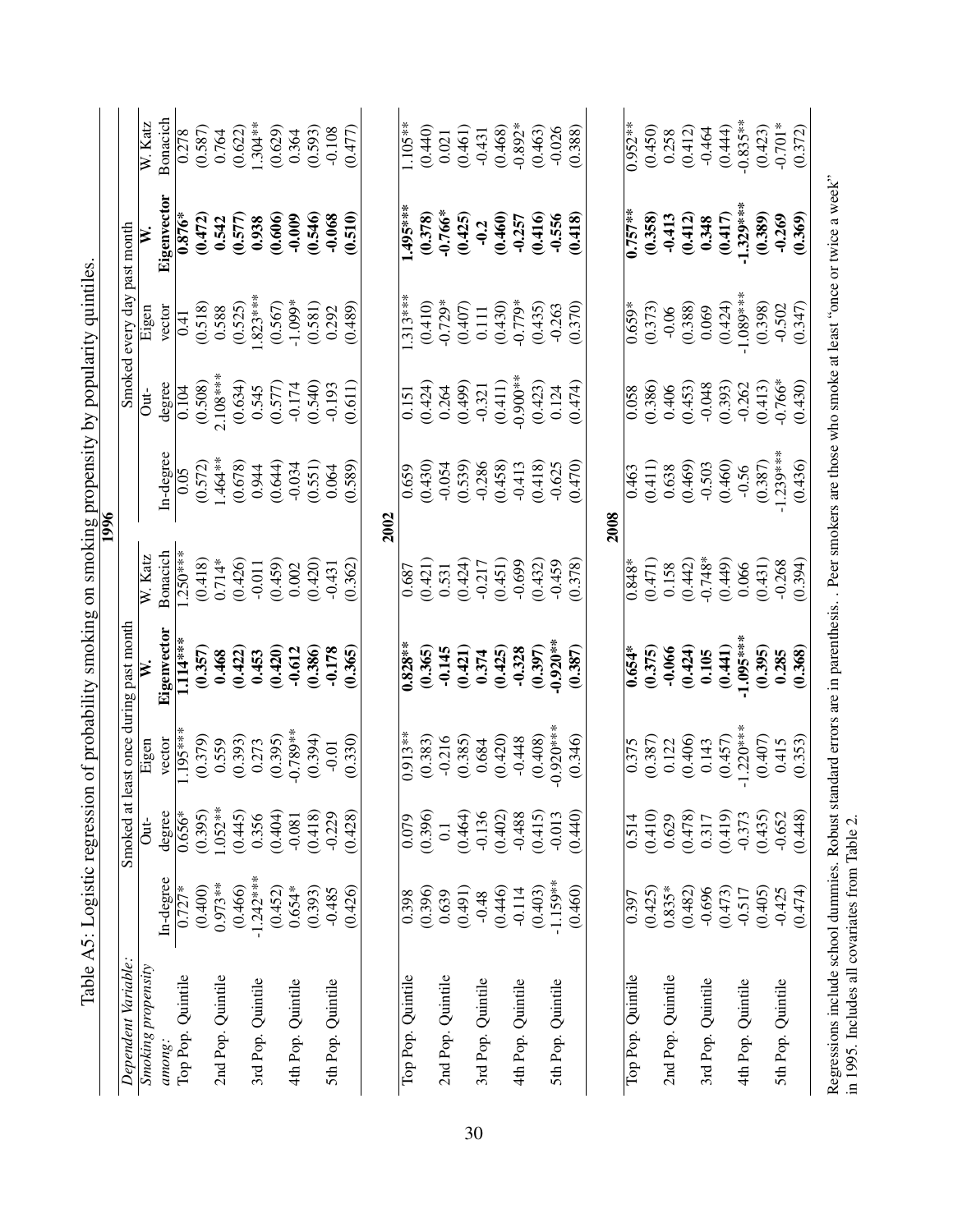Table A5: Logistic regression of probability smoking on smoking propensity by popularity quintiles.

| Dependent Variable: | Smoked at least once during past month | | | | | Smoked every day past month | | | | |
|---|---|---|---|---|---|---|---|---|---|---|
| *Smoking propensity among:* | In-degree | Out-degree | Eigen vector | **W. Eigenvector** | W. Katz Bonacich | In-degree | Out-degree | Eigen vector | **W. Eigenvector** | W. Katz Bonacich |
| **1996** | | | | | | | | | | |
| Top Pop. Quintile | 0.727* | 0.656* | 1.195*** | **1.114*****| 1.250*** | 0.05 | 0.104 | 0.41 | **0.876*** | 0.278 |
| | (0.400) | (0.395) | (0.379) | **(0.357)** | (0.418) | (0.572) | (0.508) | (0.518) | **(0.472)** | (0.587) |
| 2nd Pop. Quintile | 0.973** | 1.052** | 0.559 | **0.468** | 0.714* | 1.464** | 2.108*** | 0.588 | **0.542** | 0.764 |
| | (0.466) | (0.445) | (0.393) | **(0.422)** | (0.426) | (0.678) | (0.634) | (0.525) | **(0.577)** | (0.622) |
| 3rd Pop. Quintile | -1.242*** | 0.356 | 0.273 | **0.453** | -0.011 | 0.944 | 0.545 | 1.823*** | **0.938** | 1.304** |
| | (0.452) | (0.404) | (0.395) | **(0.420)** | (0.459) | (0.644) | (0.577) | (0.567) | **(0.606)** | (0.629) |
| 4th Pop. Quintile | 0.654* | -0.081 | -0.789** | **-0.612** | 0.002 | -0.034 | -0.174 | -1.099* | **-0.009** | 0.364 |
| | (0.393) | (0.418) | (0.394) | **(0.386)** | (0.420) | (0.551) | (0.540) | (0.581) | **(0.546)** | (0.593) |
| 5th Pop. Quintile | -0.485 | -0.229 | -0.01 | **-0.178** | -0.431 | 0.064 | -0.193 | 0.292 | **-0.068** | -0.108 |
| | (0.426) | (0.428) | (0.330) | **(0.365)** | (0.362) | (0.589) | (0.611) | (0.489) | **(0.510)** | (0.477) |
| **2002** | | | | | | | | | | |
| Top Pop. Quintile | 0.398 | 0.079 | 0.913** | **0.828**** | 0.687 | 0.659 | 0.151 | 1.313*** | **1.495***** | 1.105** |
| | (0.396) | (0.396) | (0.383) | **(0.365)** | (0.421) | (0.430) | (0.424) | (0.410) | **(0.378)** | (0.440) |
| 2nd Pop. Quintile | 0.639 | 0.1 | -0.216 | **-0.145** | 0.531 | -0.054 | 0.264 | -0.729* | **-0.766*** | 0.021 |
| | (0.491) | (0.464) | (0.385) | **(0.421)** | (0.424) | (0.539) | (0.499) | (0.407) | **(0.425)** | (0.461) |
| 3rd Pop. Quintile | -0.48 | -0.136 | 0.684 | **0.374** | -0.217 | -0.286 | -0.321 | 0.111 | **-0.2** | -0.431 |
| | (0.446) | (0.402) | (0.420) | **(0.425)** | (0.451) | (0.458) | (0.411) | (0.430) | **(0.460)** | (0.468) |
| 4th Pop. Quintile | -0.114 | -0.488 | -0.448 | **-0.328** | -0.699 | -0.413 | -0.900** | -0.779* | **-0.257** | -0.892* |
| | (0.403) | (0.415) | (0.408) | **(0.397)** | (0.432) | (0.418) | (0.423) | (0.435) | **(0.416)** | (0.463) |
| 5th Pop. Quintile | -1.159** | -0.013 | -0.920*** | **-0.920**** | -0.459 | -0.625 | 0.124 | -0.263 | **-0.556** | -0.026 |
| | (0.460) | (0.440) | (0.346) | **(0.387)** | (0.378) | (0.470) | (0.474) | (0.370) | **(0.418)** | (0.388) |
| **2008** | | | | | | | | | | |
| Top Pop. Quintile | 0.397 | 0.514 | 0.375 | **0.654*** | 0.848* | 0.463 | 0.058 | 0.659* | **0.757**** | 0.952** |
| | (0.425) | (0.410) | (0.387) | **(0.375)** | (0.471) | (0.411) | (0.386) | (0.373) | **(0.358)** | (0.450) |
| 2nd Pop. Quintile | 0.835* | 0.629 | 0.122 | **-0.066** | 0.158 | 0.638 | 0.406 | -0.06 | **-0.413** | 0.258 |
| | (0.482) | (0.478) | (0.406) | **(0.424)** | (0.442) | (0.469) | (0.453) | (0.388) | **(0.412)** | (0.412) |
| 3rd Pop. Quintile | -0.696 | 0.317 | 0.143 | **0.105** | -0.748* | -0.503 | -0.048 | 0.069 | **0.348** | -0.464 |
| | (0.473) | (0.419) | (0.457) | **(0.441)** | (0.449) | (0.460) | (0.393) | (0.424) | **(0.417)** | (0.444) |
| 4th Pop. Quintile | -0.517 | -0.373 | -1.220*** | **-1.095***** | 0.066 | -0.56 | -0.262 | -1.089*** | **-1.329***** | -0.835** |
| | (0.405) | (0.435) | (0.407) | **(0.395)** | (0.431) | (0.387) | (0.413) | (0.398) | **(0.389)** | (0.423) |
| 5th Pop. Quintile | -0.425 | -0.652 | 0.415 | **0.285** | -0.268 | -1.239*** | -0.766* | -0.502 | **-0.269** | -0.701* |
| | (0.474) | (0.448) | (0.353) | **(0.368)** | (0.394) | (0.436) | (0.430) | (0.347) | **(0.369)** | (0.372) |

Regressions include school dummies. Robust standard errors are in parenthesis. . Peer smokers are those who smoke at least "once or twice a week" in 1995. Includes all covariates from Table 2.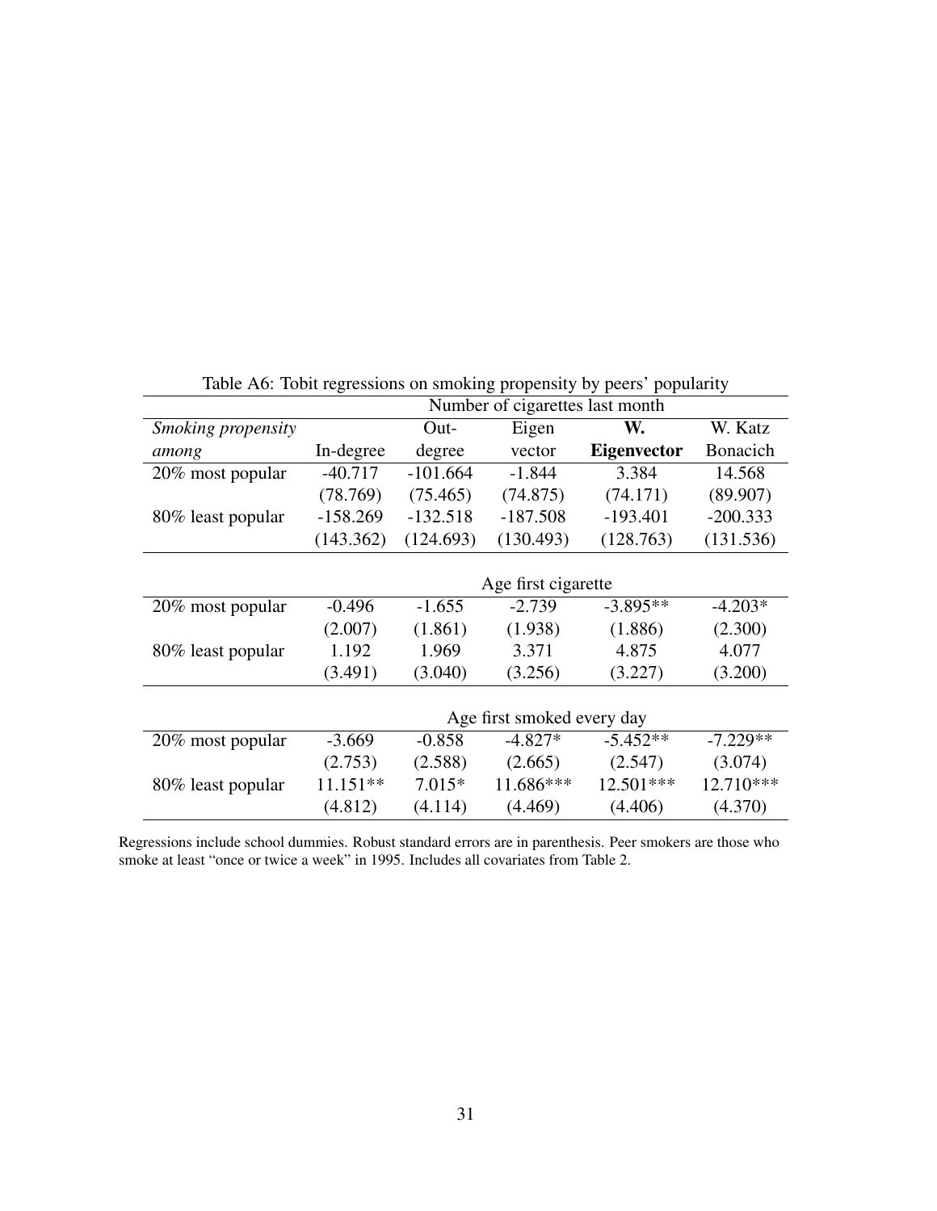Table A6: Tobit regressions on smoking propensity by peers' popularity

| | Number of cigarettes last month | | | | |
|---|---|---|---|---|---|
| *Smoking propensity among* | In-degree | Out-degree | Eigen vector | **W. Eigenvector** | W. Katz Bonacich |
| 20% most popular | -40.717 | -101.664 | -1.844 | 3.384 | 14.568 |
| | (78.769) | (75.465) | (74.875) | (74.171) | (89.907) |
| 80% least popular | -158.269 | -132.518 | -187.508 | -193.401 | -200.333 |
| | (143.362) | (124.693) | (130.493) | (128.763) | (131.536) |
| | Age first cigarette | | | | |
| 20% most popular | -0.496 | -1.655 | -2.739 | -3.895** | -4.203* |
| | (2.007) | (1.861) | (1.938) | (1.886) | (2.300) |
| 80% least popular | 1.192 | 1.969 | 3.371 | 4.875 | 4.077 |
| | (3.491) | (3.040) | (3.256) | (3.227) | (3.200) |
| | Age first smoked every day | | | | |
| 20% most popular | -3.669 | -0.858 | -4.827* | -5.452** | -7.229** |
| | (2.753) | (2.588) | (2.665) | (2.547) | (3.074) |
| 80% least popular | 11.151** | 7.015* | 11.686*** | 12.501*** | 12.710*** |
| | (4.812) | (4.114) | (4.469) | (4.406) | (4.370) |

Regressions include school dummies. Robust standard errors are in parenthesis. Peer smokers are those who smoke at least "once or twice a week" in 1995. Includes all covariates from Table 2.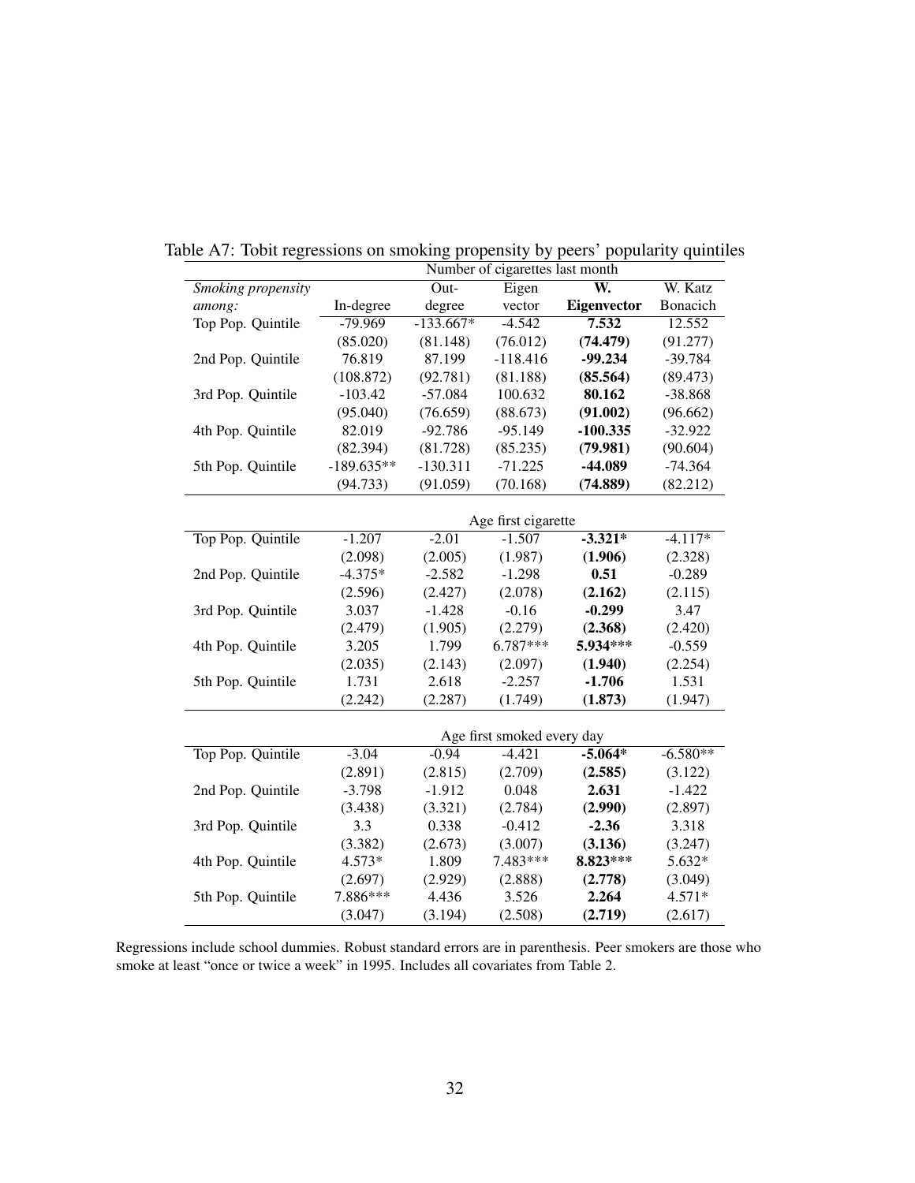Table A7: Tobit regressions on smoking propensity by peers' popularity quintiles

| | Number of cigarettes last month | | | | |
|---|---|---|---|---|---|
| *Smoking propensity among:* | In-degree | Out-degree | Eigen vector | **W. Eigenvector** | W. Katz Bonacich |
| Top Pop. Quintile | -79.969 | -133.667* | -4.542 | **7.532** | 12.552 |
| | (85.020) | (81.148) | (76.012) | **(74.479)** | (91.277) |
| 2nd Pop. Quintile | 76.819 | 87.199 | -118.416 | **-99.234** | -39.784 |
| | (108.872) | (92.781) | (81.188) | **(85.564)** | (89.473) |
| 3rd Pop. Quintile | -103.42 | -57.084 | 100.632 | **80.162** | -38.868 |
| | (95.040) | (76.659) | (88.673) | **(91.002)** | (96.662) |
| 4th Pop. Quintile | 82.019 | -92.786 | -95.149 | **-100.335** | -32.922 |
| | (82.394) | (81.728) | (85.235) | **(79.981)** | (90.604) |
| 5th Pop. Quintile | -189.635** | -130.311 | -71.225 | **-44.089** | -74.364 |
| | (94.733) | (91.059) | (70.168) | **(74.889)** | (82.212) |
| | Age first cigarette | | | | |
| Top Pop. Quintile | -1.207 | -2.01 | -1.507 | **-3.321*** | -4.117* |
| | (2.098) | (2.005) | (1.987) | **(1.906)** | (2.328) |
| 2nd Pop. Quintile | -4.375* | -2.582 | -1.298 | **0.51** | -0.289 |
| | (2.596) | (2.427) | (2.078) | **(2.162)** | (2.115) |
| 3rd Pop. Quintile | 3.037 | -1.428 | -0.16 | **-0.299** | 3.47 |
| | (2.479) | (1.905) | (2.279) | **(2.368)** | (2.420) |
| 4th Pop. Quintile | 3.205 | 1.799 | 6.787*** | **5.934***** | -0.559 |
| | (2.035) | (2.143) | (2.097) | **(1.940)** | (2.254) |
| 5th Pop. Quintile | 1.731 | 2.618 | -2.257 | **-1.706** | 1.531 |
| | (2.242) | (2.287) | (1.749) | **(1.873)** | (1.947) |
| | Age first smoked every day | | | | |
| Top Pop. Quintile | -3.04 | -0.94 | -4.421 | **-5.064*** | -6.580** |
| | (2.891) | (2.815) | (2.709) | **(2.585)** | (3.122) |
| 2nd Pop. Quintile | -3.798 | -1.912 | 0.048 | **2.631** | -1.422 |
| | (3.438) | (3.321) | (2.784) | **(2.990)** | (2.897) |
| 3rd Pop. Quintile | 3.3 | 0.338 | -0.412 | **-2.36** | 3.318 |
| | (3.382) | (2.673) | (3.007) | **(3.136)** | (3.247) |
| 4th Pop. Quintile | 4.573* | 1.809 | 7.483*** | **8.823***** | 5.632* |
| | (2.697) | (2.929) | (2.888) | **(2.778)** | (3.049) |
| 5th Pop. Quintile | 7.886*** | 4.436 | 3.526 | **2.264** | 4.571* |
| | (3.047) | (3.194) | (2.508) | **(2.719)** | (2.617) |

Regressions include school dummies. Robust standard errors are in parenthesis. Peer smokers are those who smoke at least "once or twice a week" in 1995. Includes all covariates from Table 2.